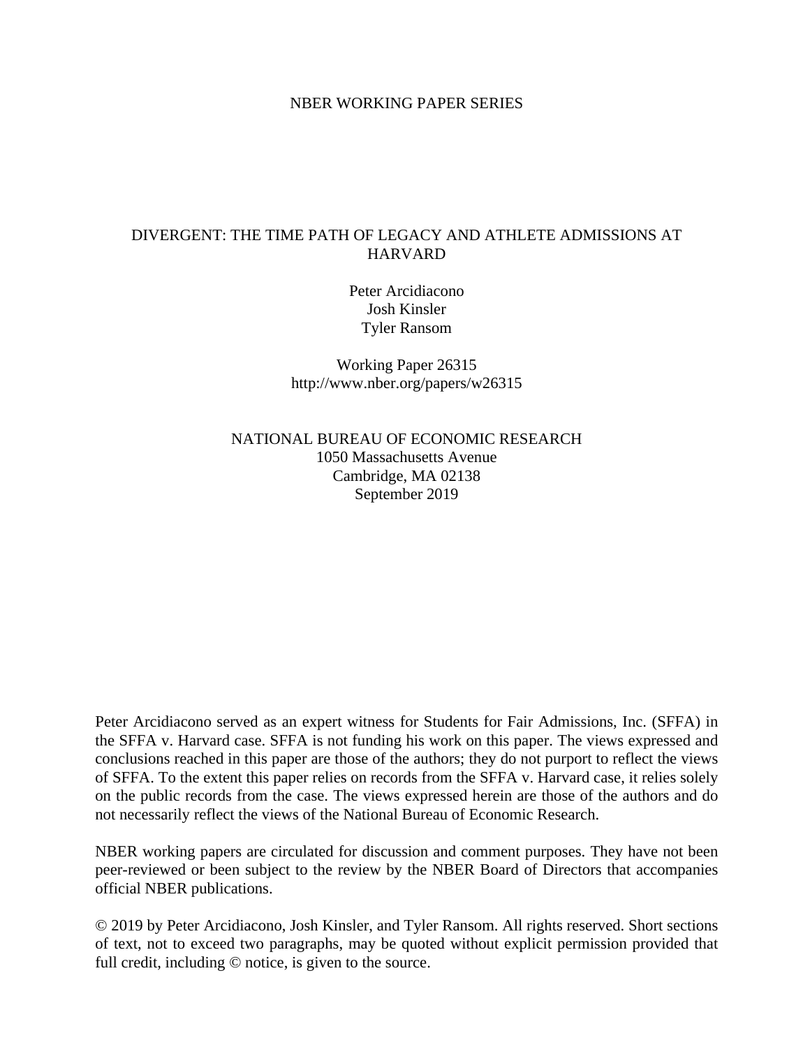NBER WORKING PAPER SERIES

# DIVERGENT: THE TIME PATH OF LEGACY AND ATHLETE ADMISSIONS AT HARVARD

Peter Arcidiacono
Josh Kinsler
Tyler Ransom

Working Paper 26315
http://www.nber.org/papers/w26315

NATIONAL BUREAU OF ECONOMIC RESEARCH
1050 Massachusetts Avenue
Cambridge, MA 02138
September 2019

Peter Arcidiacono served as an expert witness for Students for Fair Admissions, Inc. (SFFA) in the SFFA v. Harvard case. SFFA is not funding his work on this paper. The views expressed and conclusions reached in this paper are those of the authors; they do not purport to reflect the views of SFFA. To the extent this paper relies on records from the SFFA v. Harvard case, it relies solely on the public records from the case. The views expressed herein are those of the authors and do not necessarily reflect the views of the National Bureau of Economic Research.

NBER working papers are circulated for discussion and comment purposes. They have not been peer-reviewed or been subject to the review by the NBER Board of Directors that accompanies official NBER publications.

© 2019 by Peter Arcidiacono, Josh Kinsler, and Tyler Ransom. All rights reserved. Short sections of text, not to exceed two paragraphs, may be quoted without explicit permission provided that full credit, including © notice, is given to the source.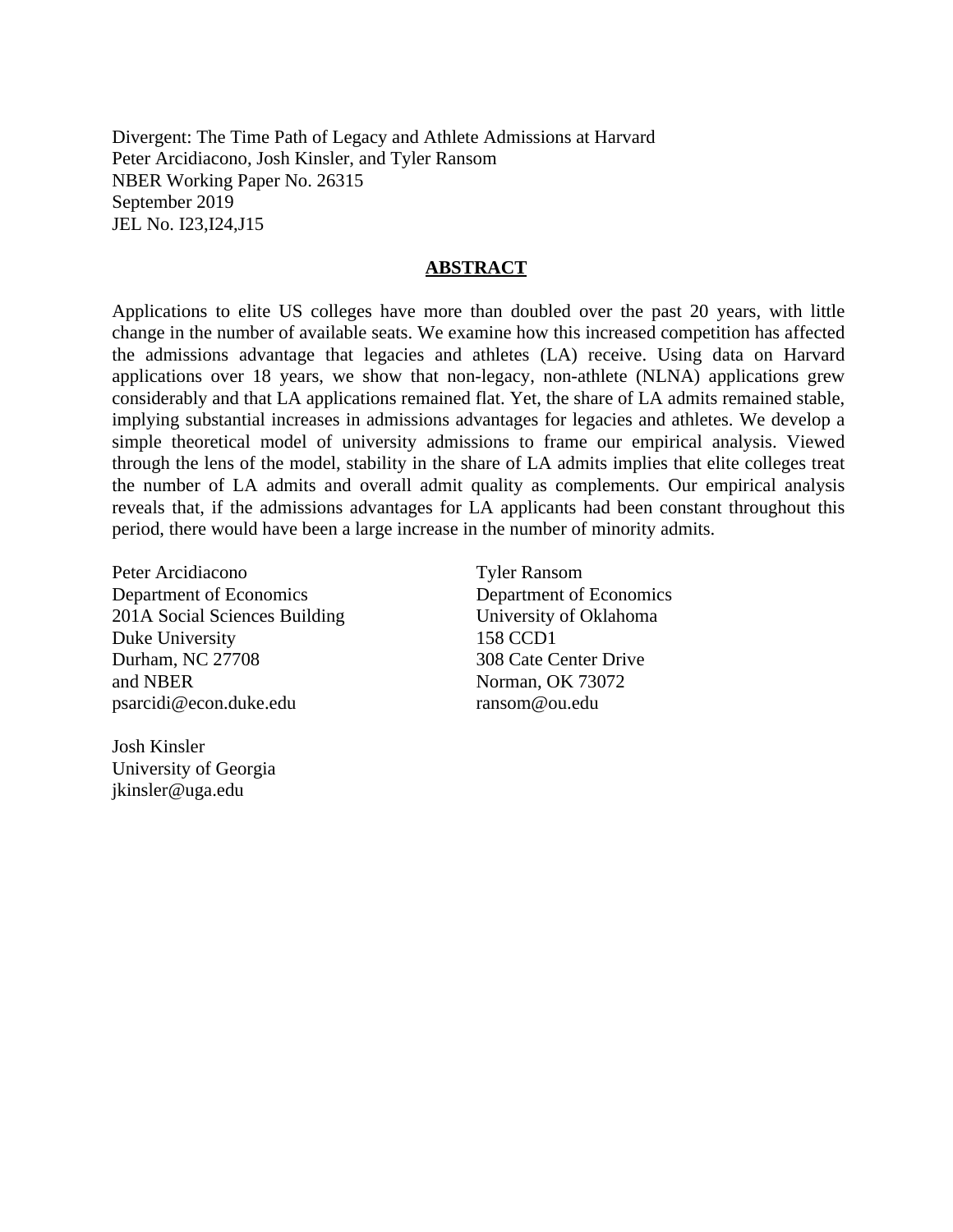Divergent: The Time Path of Legacy and Athlete Admissions at Harvard
Peter Arcidiacono, Josh Kinsler, and Tyler Ransom
NBER Working Paper No. 26315
September 2019
JEL No. I23,I24,J15

## ABSTRACT

Applications to elite US colleges have more than doubled over the past 20 years, with little change in the number of available seats. We examine how this increased competition has affected the admissions advantage that legacies and athletes (LA) receive. Using data on Harvard applications over 18 years, we show that non-legacy, non-athlete (NLNA) applications grew considerably and that LA applications remained flat. Yet, the share of LA admits remained stable, implying substantial increases in admissions advantages for legacies and athletes. We develop a simple theoretical model of university admissions to frame our empirical analysis. Viewed through the lens of the model, stability in the share of LA admits implies that elite colleges treat the number of LA admits and overall admit quality as complements. Our empirical analysis reveals that, if the admissions advantages for LA applicants had been constant throughout this period, there would have been a large increase in the number of minority admits.

Peter Arcidiacono
Department of Economics
201A Social Sciences Building
Duke University
Durham, NC 27708
and NBER
psarcidi@econ.duke.edu

Tyler Ransom
Department of Economics
University of Oklahoma
158 CCD1
308 Cate Center Drive
Norman, OK 73072
ransom@ou.edu

Josh Kinsler
University of Georgia
jkinsler@uga.edu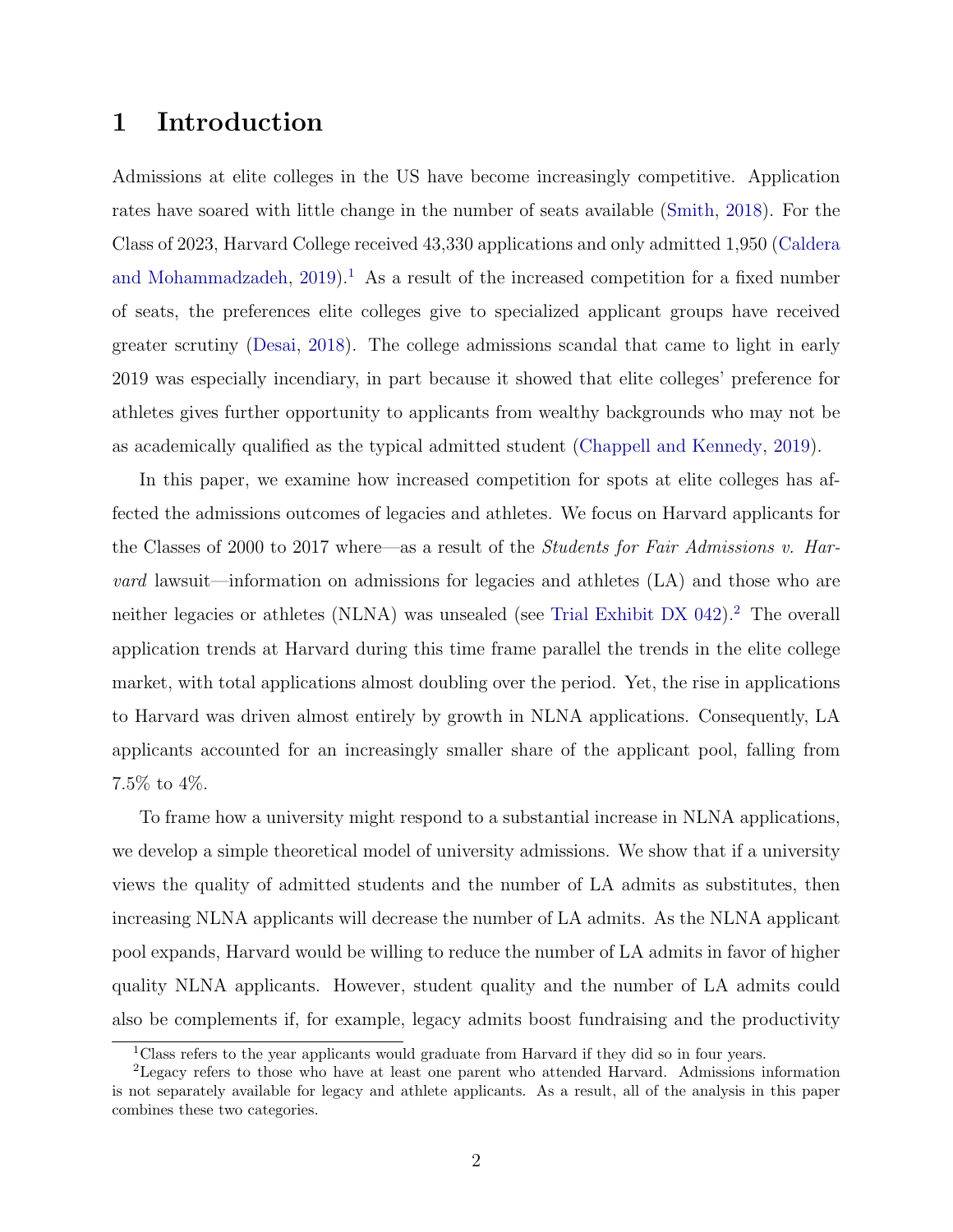# 1 Introduction

Admissions at elite colleges in the US have become increasingly competitive. Application rates have soared with little change in the number of seats available (Smith, 2018). For the Class of 2023, Harvard College received 43,330 applications and only admitted 1,950 (Caldera and Mohammadzadeh, 2019).[1] As a result of the increased competition for a fixed number of seats, the preferences elite colleges give to specialized applicant groups have received greater scrutiny (Desai, 2018). The college admissions scandal that came to light in early 2019 was especially incendiary, in part because it showed that elite colleges' preference for athletes gives further opportunity to applicants from wealthy backgrounds who may not be as academically qualified as the typical admitted student (Chappell and Kennedy, 2019).

In this paper, we examine how increased competition for spots at elite colleges has affected the admissions outcomes of legacies and athletes. We focus on Harvard applicants for the Classes of 2000 to 2017 where—as a result of the *Students for Fair Admissions v. Harvard* lawsuit—information on admissions for legacies and athletes (LA) and those who are neither legacies or athletes (NLNA) was unsealed (see Trial Exhibit DX 042).[2] The overall application trends at Harvard during this time frame parallel the trends in the elite college market, with total applications almost doubling over the period. Yet, the rise in applications to Harvard was driven almost entirely by growth in NLNA applications. Consequently, LA applicants accounted for an increasingly smaller share of the applicant pool, falling from 7.5% to 4%.

To frame how a university might respond to a substantial increase in NLNA applications, we develop a simple theoretical model of university admissions. We show that if a university views the quality of admitted students and the number of LA admits as substitutes, then increasing NLNA applicants will decrease the number of LA admits. As the NLNA applicant pool expands, Harvard would be willing to reduce the number of LA admits in favor of higher quality NLNA applicants. However, student quality and the number of LA admits could also be complements if, for example, legacy admits boost fundraising and the productivity

[1] Class refers to the year applicants would graduate from Harvard if they did so in four years.

[2] Legacy refers to those who have at least one parent who attended Harvard. Admissions information is not separately available for legacy and athlete applicants. As a result, all of the analysis in this paper combines these two categories.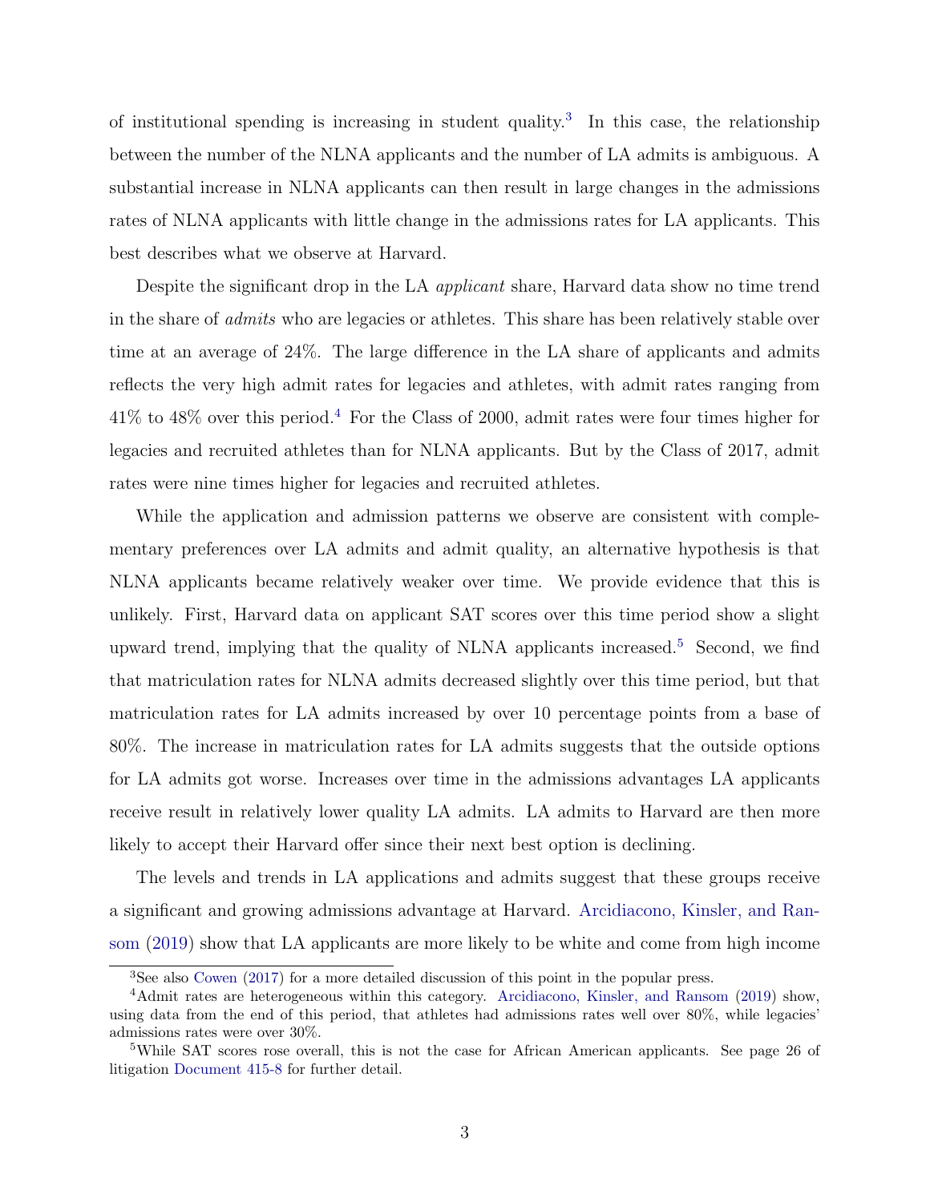of institutional spending is increasing in student quality.[3] In this case, the relationship between the number of the NLNA applicants and the number of LA admits is ambiguous. A substantial increase in NLNA applicants can then result in large changes in the admissions rates of NLNA applicants with little change in the admissions rates for LA applicants. This best describes what we observe at Harvard.

Despite the significant drop in the LA *applicant* share, Harvard data show no time trend in the share of *admits* who are legacies or athletes. This share has been relatively stable over time at an average of 24%. The large difference in the LA share of applicants and admits reflects the very high admit rates for legacies and athletes, with admit rates ranging from 41% to 48% over this period.[4] For the Class of 2000, admit rates were four times higher for legacies and recruited athletes than for NLNA applicants. But by the Class of 2017, admit rates were nine times higher for legacies and recruited athletes.

While the application and admission patterns we observe are consistent with complementary preferences over LA admits and admit quality, an alternative hypothesis is that NLNA applicants became relatively weaker over time. We provide evidence that this is unlikely. First, Harvard data on applicant SAT scores over this time period show a slight upward trend, implying that the quality of NLNA applicants increased.[5] Second, we find that matriculation rates for NLNA admits decreased slightly over this time period, but that matriculation rates for LA admits increased by over 10 percentage points from a base of 80%. The increase in matriculation rates for LA admits suggests that the outside options for LA admits got worse. Increases over time in the admissions advantages LA applicants receive result in relatively lower quality LA admits. LA admits to Harvard are then more likely to accept their Harvard offer since their next best option is declining.

The levels and trends in LA applications and admits suggest that these groups receive a significant and growing admissions advantage at Harvard. Arcidiacono, Kinsler, and Ransom (2019) show that LA applicants are more likely to be white and come from high income

---

[3] See also Cowen (2017) for a more detailed discussion of this point in the popular press.

[4] Admit rates are heterogeneous within this category. Arcidiacono, Kinsler, and Ransom (2019) show, using data from the end of this period, that athletes had admissions rates well over 80%, while legacies' admissions rates were over 30%.

[5] While SAT scores rose overall, this is not the case for African American applicants. See page 26 of litigation Document 415-8 for further detail.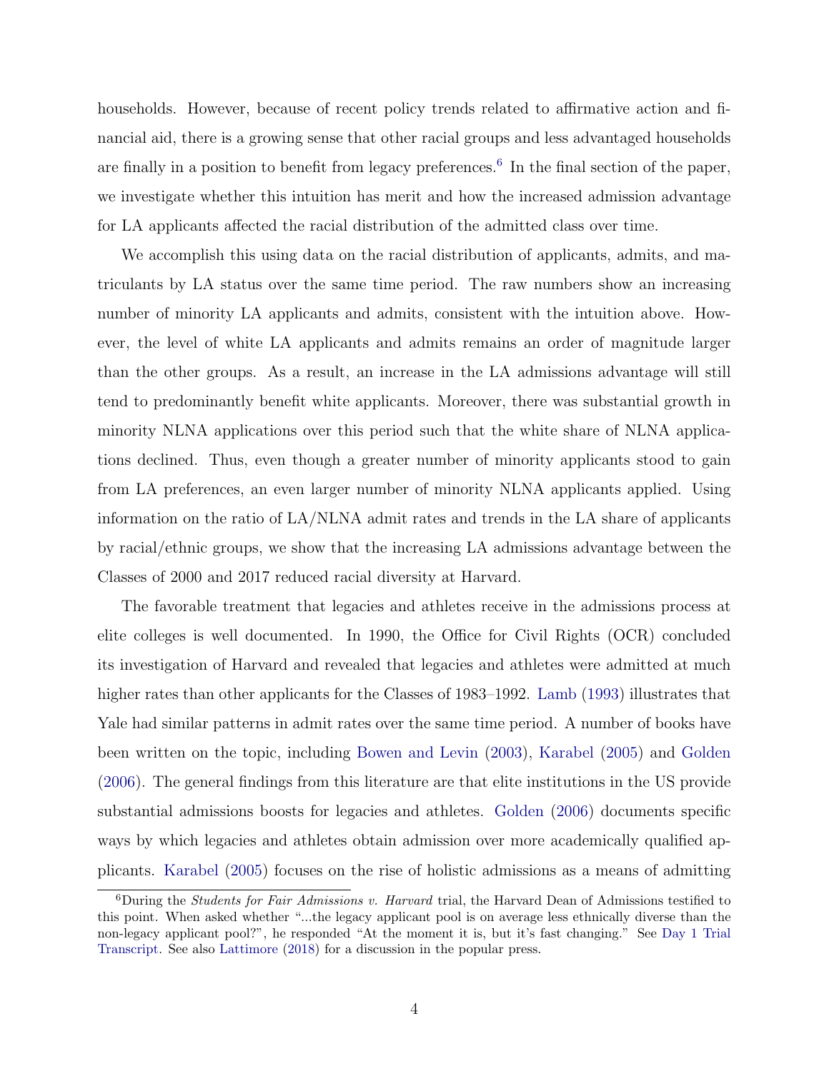households. However, because of recent policy trends related to affirmative action and financial aid, there is a growing sense that other racial groups and less advantaged households are finally in a position to benefit from legacy preferences.[6] In the final section of the paper, we investigate whether this intuition has merit and how the increased admission advantage for LA applicants affected the racial distribution of the admitted class over time.

We accomplish this using data on the racial distribution of applicants, admits, and matriculants by LA status over the same time period. The raw numbers show an increasing number of minority LA applicants and admits, consistent with the intuition above. However, the level of white LA applicants and admits remains an order of magnitude larger than the other groups. As a result, an increase in the LA admissions advantage will still tend to predominantly benefit white applicants. Moreover, there was substantial growth in minority NLNA applications over this period such that the white share of NLNA applications declined. Thus, even though a greater number of minority applicants stood to gain from LA preferences, an even larger number of minority NLNA applicants applied. Using information on the ratio of LA/NLNA admit rates and trends in the LA share of applicants by racial/ethnic groups, we show that the increasing LA admissions advantage between the Classes of 2000 and 2017 reduced racial diversity at Harvard.

The favorable treatment that legacies and athletes receive in the admissions process at elite colleges is well documented. In 1990, the Office for Civil Rights (OCR) concluded its investigation of Harvard and revealed that legacies and athletes were admitted at much higher rates than other applicants for the Classes of 1983–1992. Lamb (1993) illustrates that Yale had similar patterns in admit rates over the same time period. A number of books have been written on the topic, including Bowen and Levin (2003), Karabel (2005) and Golden (2006). The general findings from this literature are that elite institutions in the US provide substantial admissions boosts for legacies and athletes. Golden (2006) documents specific ways by which legacies and athletes obtain admission over more academically qualified applicants. Karabel (2005) focuses on the rise of holistic admissions as a means of admitting

[6] During the *Students for Fair Admissions v. Harvard* trial, the Harvard Dean of Admissions testified to this point. When asked whether "...the legacy applicant pool is on average less ethnically diverse than the non-legacy applicant pool?", he responded "At the moment it is, but it's fast changing." See Day 1 Trial Transcript. See also Lattimore (2018) for a discussion in the popular press.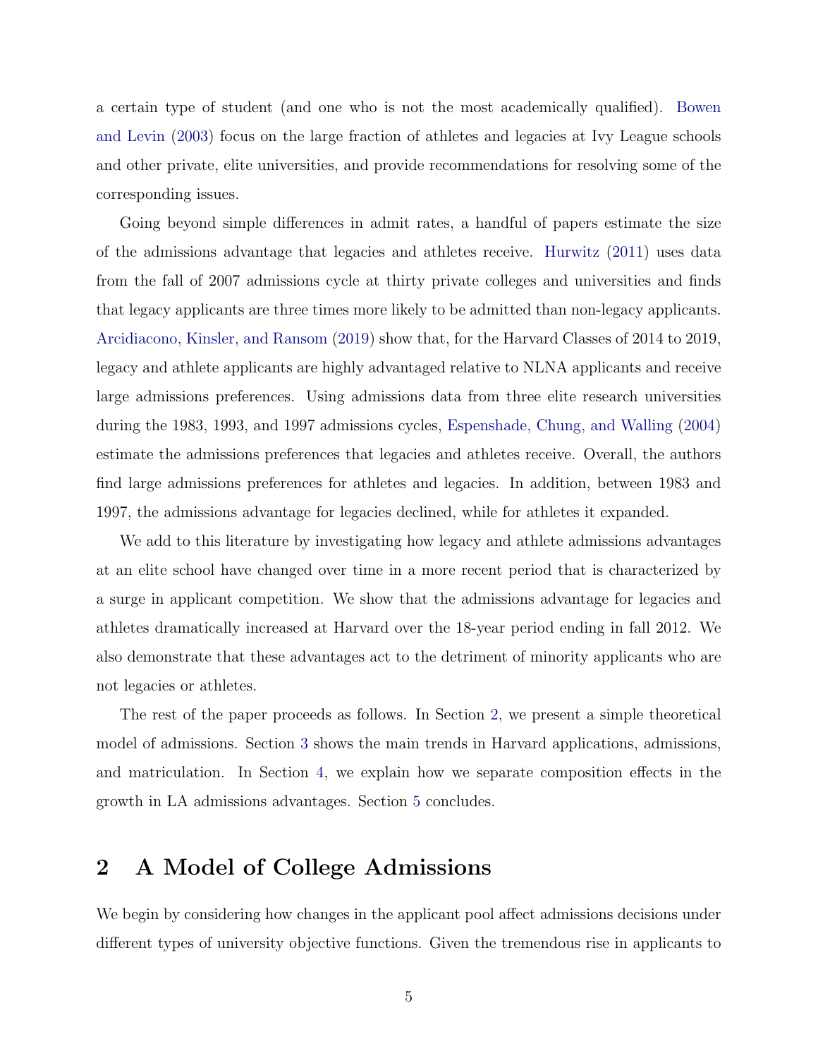a certain type of student (and one who is not the most academically qualified). Bowen and Levin (2003) focus on the large fraction of athletes and legacies at Ivy League schools and other private, elite universities, and provide recommendations for resolving some of the corresponding issues.

Going beyond simple differences in admit rates, a handful of papers estimate the size of the admissions advantage that legacies and athletes receive. Hurwitz (2011) uses data from the fall of 2007 admissions cycle at thirty private colleges and universities and finds that legacy applicants are three times more likely to be admitted than non-legacy applicants. Arcidiacono, Kinsler, and Ransom (2019) show that, for the Harvard Classes of 2014 to 2019, legacy and athlete applicants are highly advantaged relative to NLNA applicants and receive large admissions preferences. Using admissions data from three elite research universities during the 1983, 1993, and 1997 admissions cycles, Espenshade, Chung, and Walling (2004) estimate the admissions preferences that legacies and athletes receive. Overall, the authors find large admissions preferences for athletes and legacies. In addition, between 1983 and 1997, the admissions advantage for legacies declined, while for athletes it expanded.

We add to this literature by investigating how legacy and athlete admissions advantages at an elite school have changed over time in a more recent period that is characterized by a surge in applicant competition. We show that the admissions advantage for legacies and athletes dramatically increased at Harvard over the 18-year period ending in fall 2012. We also demonstrate that these advantages act to the detriment of minority applicants who are not legacies or athletes.

The rest of the paper proceeds as follows. In Section 2, we present a simple theoretical model of admissions. Section 3 shows the main trends in Harvard applications, admissions, and matriculation. In Section 4, we explain how we separate composition effects in the growth in LA admissions advantages. Section 5 concludes.

# 2 A Model of College Admissions

We begin by considering how changes in the applicant pool affect admissions decisions under different types of university objective functions. Given the tremendous rise in applicants to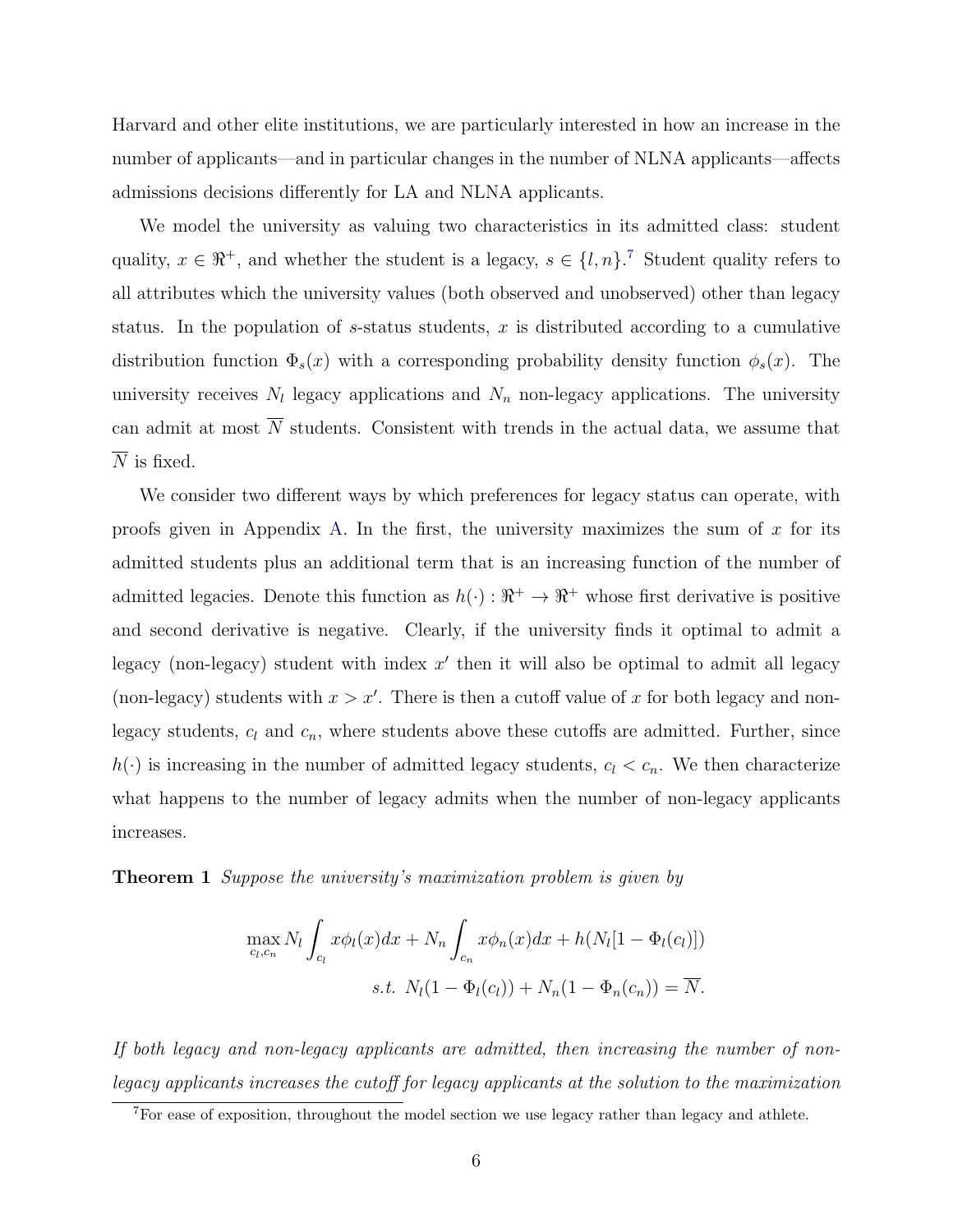Harvard and other elite institutions, we are particularly interested in how an increase in the number of applicants—and in particular changes in the number of NLNA applicants—affects admissions decisions differently for LA and NLNA applicants.

We model the university as valuing two characteristics in its admitted class: student quality, $x \in \Re^{+}$, and whether the student is a legacy, $s \in \{l, n\}$.[7] Student quality refers to all attributes which the university values (both observed and unobserved) other than legacy status. In the population of $s$-status students, $x$ is distributed according to a cumulative distribution function $\Phi_s(x)$ with a corresponding probability density function $\phi_s(x)$. The university receives $N_l$ legacy applications and $N_n$ non-legacy applications. The university can admit at most $\overline{N}$ students. Consistent with trends in the actual data, we assume that $\overline{N}$ is fixed.

We consider two different ways by which preferences for legacy status can operate, with proofs given in Appendix A. In the first, the university maximizes the sum of $x$ for its admitted students plus an additional term that is an increasing function of the number of admitted legacies. Denote this function as $h(\cdot) : \Re^{+} \rightarrow \Re^{+}$ whose first derivative is positive and second derivative is negative. Clearly, if the university finds it optimal to admit a legacy (non-legacy) student with index $x'$ then it will also be optimal to admit all legacy (non-legacy) students with $x > x'$. There is then a cutoff value of $x$ for both legacy and non-legacy students, $c_l$ and $c_n$, where students above these cutoffs are admitted. Further, since $h(\cdot)$ is increasing in the number of admitted legacy students, $c_l < c_n$. We then characterize what happens to the number of legacy admits when the number of non-legacy applicants increases.

**Theorem 1** *Suppose the university's maximization problem is given by*

$$\max_{c_l, c_n} N_l \int_{c_l} x\phi_l(x)dx + N_n \int_{c_n} x\phi_n(x)dx + h(N_l[1 - \Phi_l(c_l)])$$
$$s.t.\ N_l(1 - \Phi_l(c_l)) + N_n(1 - \Phi_n(c_n)) = \overline{N}.$$

*If both legacy and non-legacy applicants are admitted, then increasing the number of non-legacy applicants increases the cutoff for legacy applicants at the solution to the maximization*

[7] For ease of exposition, throughout the model section we use legacy rather than legacy and athlete.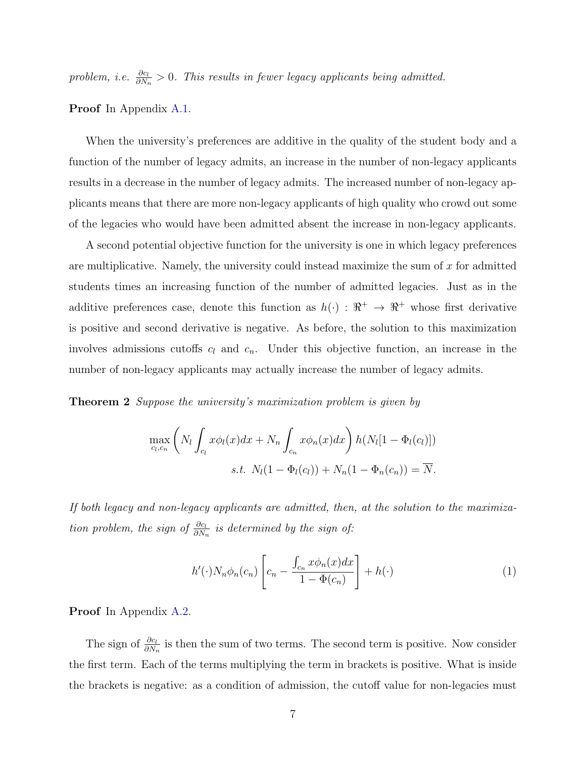*problem, i.e.* $\frac{\partial c_l}{\partial N_n} > 0$. *This results in fewer legacy applicants being admitted.*

**Proof** In Appendix A.1.

When the university's preferences are additive in the quality of the student body and a function of the number of legacy admits, an increase in the number of non-legacy applicants results in a decrease in the number of legacy admits. The increased number of non-legacy applicants means that there are more non-legacy applicants of high quality who crowd out some of the legacies who would have been admitted absent the increase in non-legacy applicants.

A second potential objective function for the university is one in which legacy preferences are multiplicative. Namely, the university could instead maximize the sum of $x$ for admitted students times an increasing function of the number of admitted legacies. Just as in the additive preferences case, denote this function as $h(\cdot) : \Re^+ \rightarrow \Re^+$ whose first derivative is positive and second derivative is negative. As before, the solution to this maximization involves admissions cutoffs $c_l$ and $c_n$. Under this objective function, an increase in the number of non-legacy applicants may actually increase the number of legacy admits.

**Theorem 2** *Suppose the university's maximization problem is given by*

$$\max_{c_l, c_n} \left( N_l \int_{c_l} x\phi_l(x)dx + N_n \int_{c_n} x\phi_n(x)dx \right) h(N_l[1 - \Phi_l(c_l)])$$
$$s.t. \;\; N_l(1 - \Phi_l(c_l)) + N_n(1 - \Phi_n(c_n)) = \overline{N}.$$

*If both legacy and non-legacy applicants are admitted, then, at the solution to the maximization problem, the sign of* $\frac{\partial c_l}{\partial N_n}$ *is determined by the sign of:*

$$h'(\cdot)N_n\phi_n(c_n)\left[c_n - \frac{\int_{c_n} x\phi_n(x)dx}{1 - \Phi(c_n)}\right] + h(\cdot) \tag{1}$$

**Proof** In Appendix A.2.

The sign of $\frac{\partial c_l}{\partial N_n}$ is then the sum of two terms. The second term is positive. Now consider the first term. Each of the terms multiplying the term in brackets is positive. What is inside the brackets is negative: as a condition of admission, the cutoff value for non-legacies must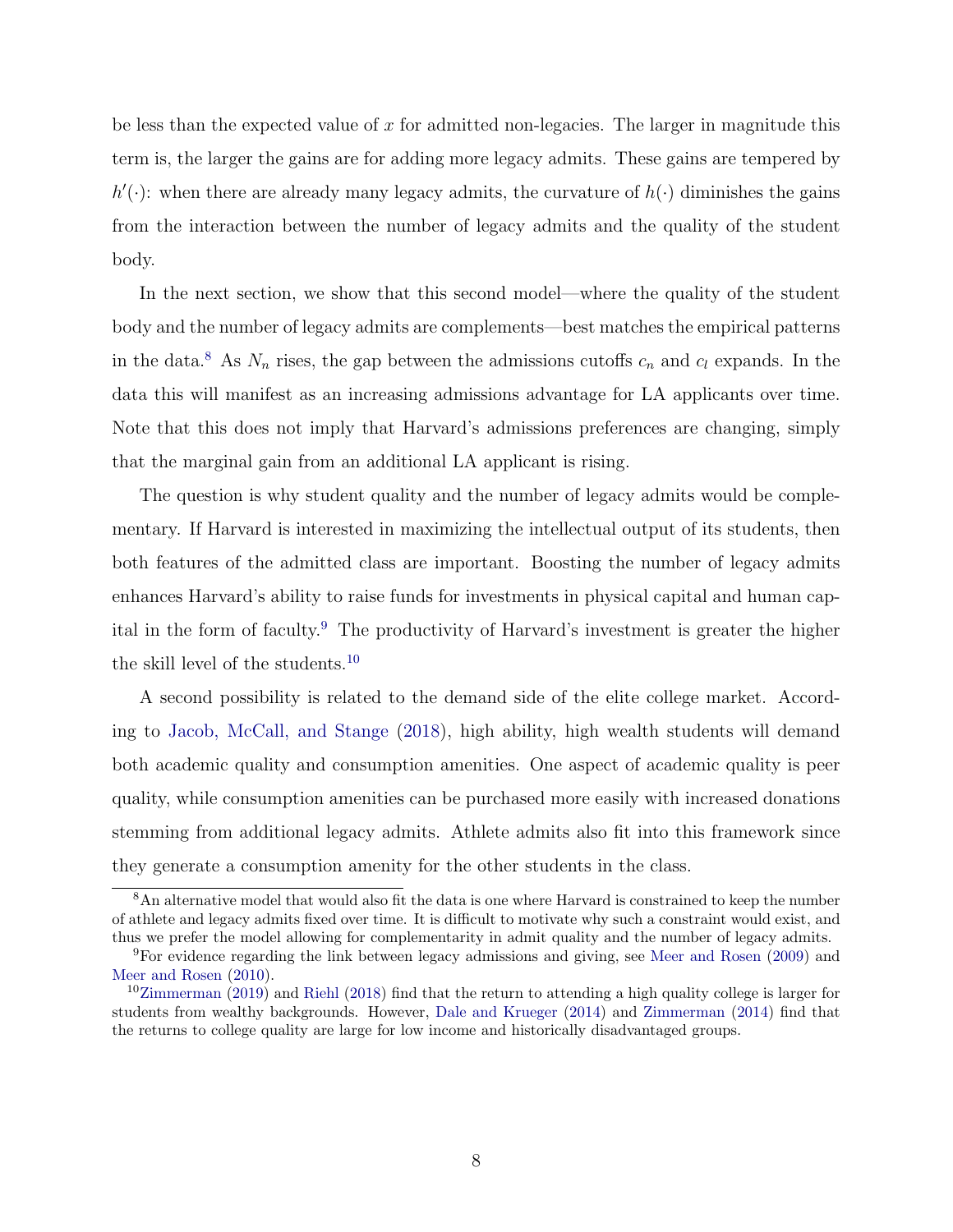be less than the expected value of $x$ for admitted non-legacies. The larger in magnitude this term is, the larger the gains are for adding more legacy admits. These gains are tempered by $h'(\cdot)$: when there are already many legacy admits, the curvature of $h(\cdot)$ diminishes the gains from the interaction between the number of legacy admits and the quality of the student body.

In the next section, we show that this second model—where the quality of the student body and the number of legacy admits are complements—best matches the empirical patterns in the data.[8] As $N_n$ rises, the gap between the admissions cutoffs $c_n$ and $c_l$ expands. In the data this will manifest as an increasing admissions advantage for LA applicants over time. Note that this does not imply that Harvard's admissions preferences are changing, simply that the marginal gain from an additional LA applicant is rising.

The question is why student quality and the number of legacy admits would be complementary. If Harvard is interested in maximizing the intellectual output of its students, then both features of the admitted class are important. Boosting the number of legacy admits enhances Harvard's ability to raise funds for investments in physical capital and human capital in the form of faculty.[9] The productivity of Harvard's investment is greater the higher the skill level of the students.[10]

A second possibility is related to the demand side of the elite college market. According to Jacob, McCall, and Stange (2018), high ability, high wealth students will demand both academic quality and consumption amenities. One aspect of academic quality is peer quality, while consumption amenities can be purchased more easily with increased donations stemming from additional legacy admits. Athlete admits also fit into this framework since they generate a consumption amenity for the other students in the class.

[8] An alternative model that would also fit the data is one where Harvard is constrained to keep the number of athlete and legacy admits fixed over time. It is difficult to motivate why such a constraint would exist, and thus we prefer the model allowing for complementarity in admit quality and the number of legacy admits.

[9] For evidence regarding the link between legacy admissions and giving, see Meer and Rosen (2009) and Meer and Rosen (2010).

[10] Zimmerman (2019) and Riehl (2018) find that the return to attending a high quality college is larger for students from wealthy backgrounds. However, Dale and Krueger (2014) and Zimmerman (2014) find that the returns to college quality are large for low income and historically disadvantaged groups.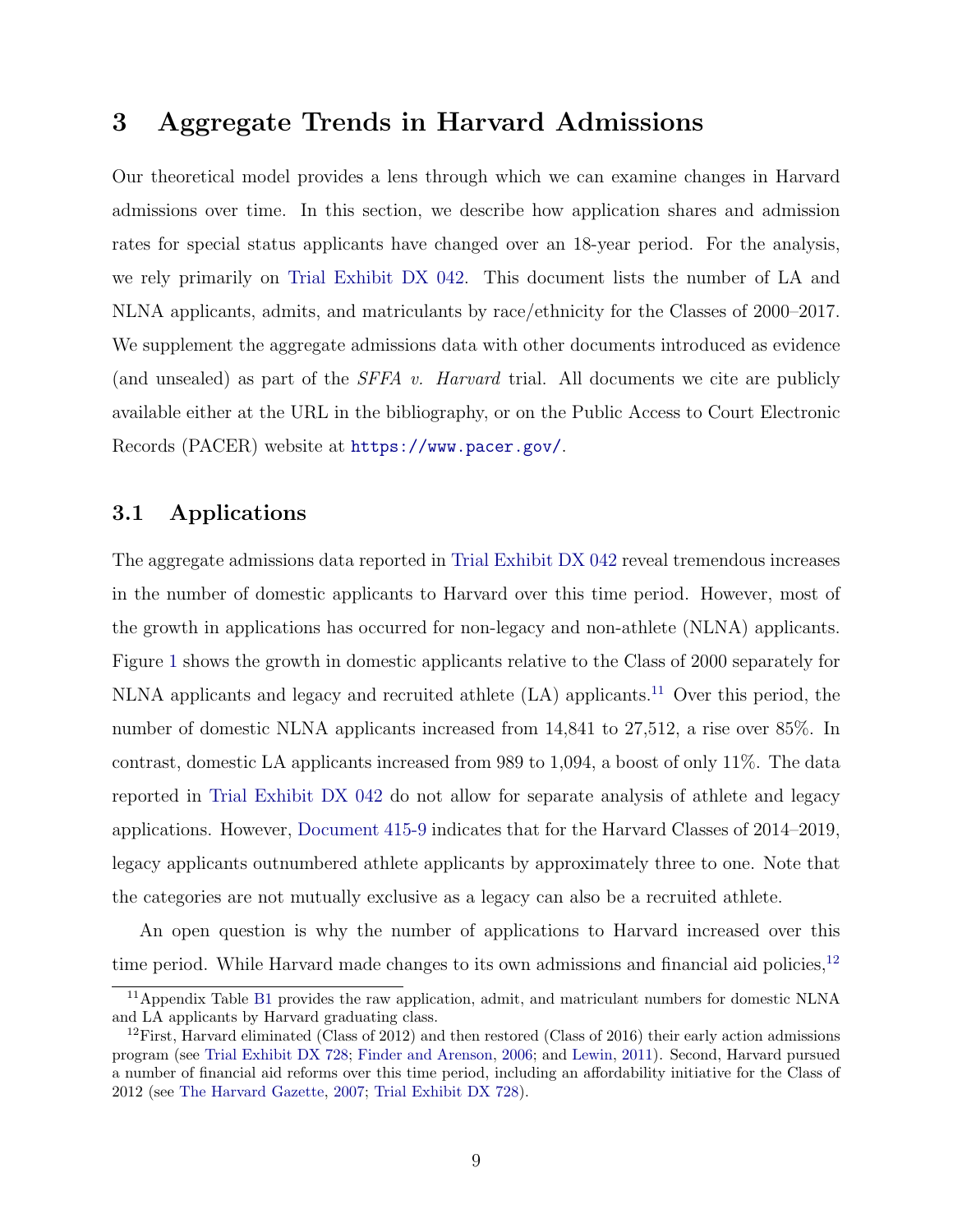# 3 Aggregate Trends in Harvard Admissions

Our theoretical model provides a lens through which we can examine changes in Harvard admissions over time. In this section, we describe how application shares and admission rates for special status applicants have changed over an 18-year period. For the analysis, we rely primarily on Trial Exhibit DX 042. This document lists the number of LA and NLNA applicants, admits, and matriculants by race/ethnicity for the Classes of 2000–2017. We supplement the aggregate admissions data with other documents introduced as evidence (and unsealed) as part of the *SFFA v. Harvard* trial. All documents we cite are publicly available either at the URL in the bibliography, or on the Public Access to Court Electronic Records (PACER) website at `https://www.pacer.gov/`.

## 3.1 Applications

The aggregate admissions data reported in Trial Exhibit DX 042 reveal tremendous increases in the number of domestic applicants to Harvard over this time period. However, most of the growth in applications has occurred for non-legacy and non-athlete (NLNA) applicants. Figure 1 shows the growth in domestic applicants relative to the Class of 2000 separately for NLNA applicants and legacy and recruited athlete (LA) applicants.[11] Over this period, the number of domestic NLNA applicants increased from 14,841 to 27,512, a rise over 85%. In contrast, domestic LA applicants increased from 989 to 1,094, a boost of only 11%. The data reported in Trial Exhibit DX 042 do not allow for separate analysis of athlete and legacy applications. However, Document 415-9 indicates that for the Harvard Classes of 2014–2019, legacy applicants outnumbered athlete applicants by approximately three to one. Note that the categories are not mutually exclusive as a legacy can also be a recruited athlete.

An open question is why the number of applications to Harvard increased over this time period. While Harvard made changes to its own admissions and financial aid policies,[12]

[11] Appendix Table B1 provides the raw application, admit, and matriculant numbers for domestic NLNA and LA applicants by Harvard graduating class.

[12] First, Harvard eliminated (Class of 2012) and then restored (Class of 2016) their early action admissions program (see Trial Exhibit DX 728; Finder and Arenson, 2006; and Lewin, 2011). Second, Harvard pursued a number of financial aid reforms over this time period, including an affordability initiative for the Class of 2012 (see The Harvard Gazette, 2007; Trial Exhibit DX 728).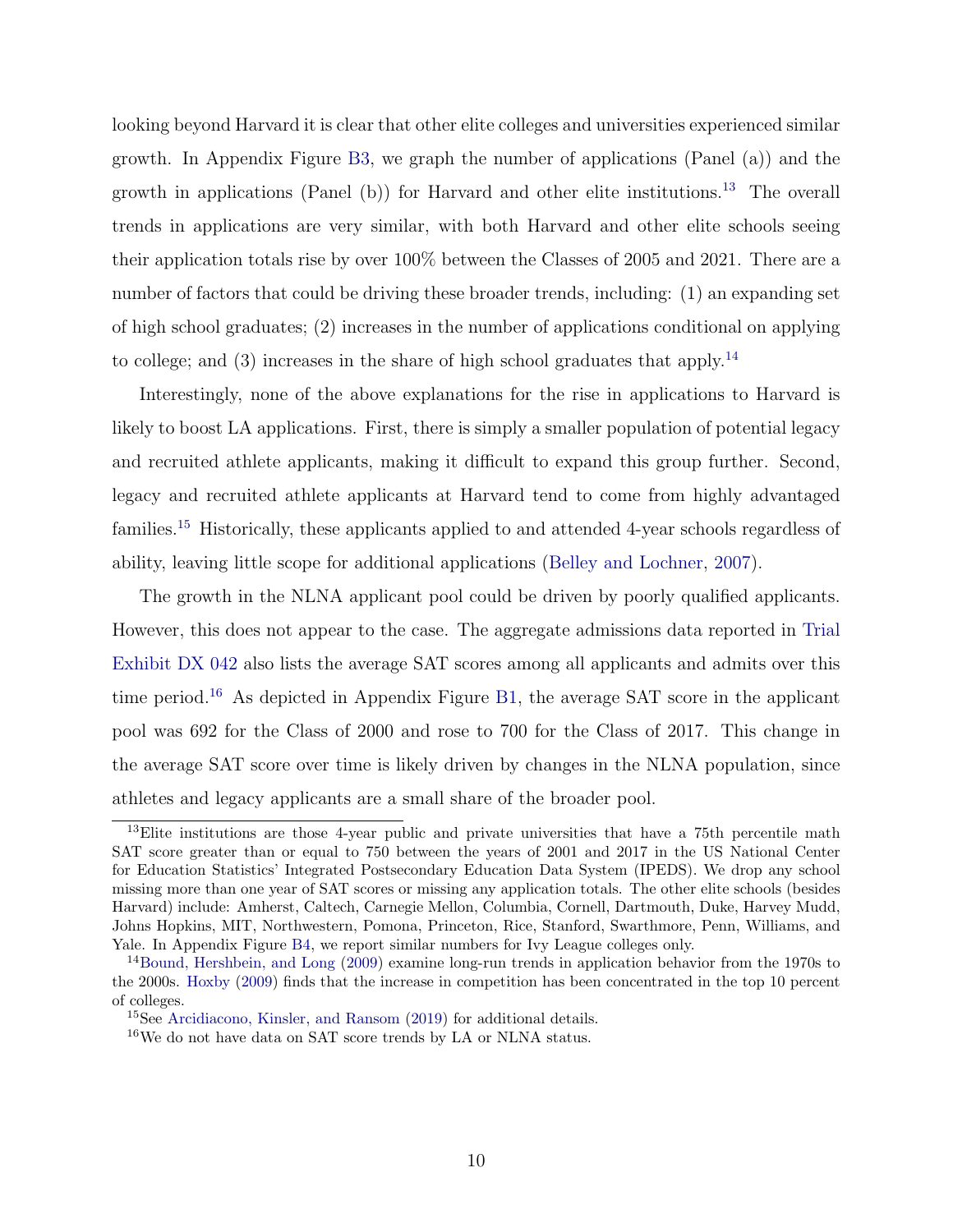looking beyond Harvard it is clear that other elite colleges and universities experienced similar growth. In Appendix Figure B3, we graph the number of applications (Panel (a)) and the growth in applications (Panel (b)) for Harvard and other elite institutions.[13] The overall trends in applications are very similar, with both Harvard and other elite schools seeing their application totals rise by over 100% between the Classes of 2005 and 2021. There are a number of factors that could be driving these broader trends, including: (1) an expanding set of high school graduates; (2) increases in the number of applications conditional on applying to college; and (3) increases in the share of high school graduates that apply.[14]

Interestingly, none of the above explanations for the rise in applications to Harvard is likely to boost LA applications. First, there is simply a smaller population of potential legacy and recruited athlete applicants, making it difficult to expand this group further. Second, legacy and recruited athlete applicants at Harvard tend to come from highly advantaged families.[15] Historically, these applicants applied to and attended 4-year schools regardless of ability, leaving little scope for additional applications (Belley and Lochner, 2007).

The growth in the NLNA applicant pool could be driven by poorly qualified applicants. However, this does not appear to the case. The aggregate admissions data reported in Trial Exhibit DX 042 also lists the average SAT scores among all applicants and admits over this time period.[16] As depicted in Appendix Figure B1, the average SAT score in the applicant pool was 692 for the Class of 2000 and rose to 700 for the Class of 2017. This change in the average SAT score over time is likely driven by changes in the NLNA population, since athletes and legacy applicants are a small share of the broader pool.

[13] Elite institutions are those 4-year public and private universities that have a 75th percentile math SAT score greater than or equal to 750 between the years of 2001 and 2017 in the US National Center for Education Statistics' Integrated Postsecondary Education Data System (IPEDS). We drop any school missing more than one year of SAT scores or missing any application totals. The other elite schools (besides Harvard) include: Amherst, Caltech, Carnegie Mellon, Columbia, Cornell, Dartmouth, Duke, Harvey Mudd, Johns Hopkins, MIT, Northwestern, Pomona, Princeton, Rice, Stanford, Swarthmore, Penn, Williams, and Yale. In Appendix Figure B4, we report similar numbers for Ivy League colleges only.

[14] Bound, Hershbein, and Long (2009) examine long-run trends in application behavior from the 1970s to the 2000s. Hoxby (2009) finds that the increase in competition has been concentrated in the top 10 percent of colleges.

[15] See Arcidiacono, Kinsler, and Ransom (2019) for additional details.

[16] We do not have data on SAT score trends by LA or NLNA status.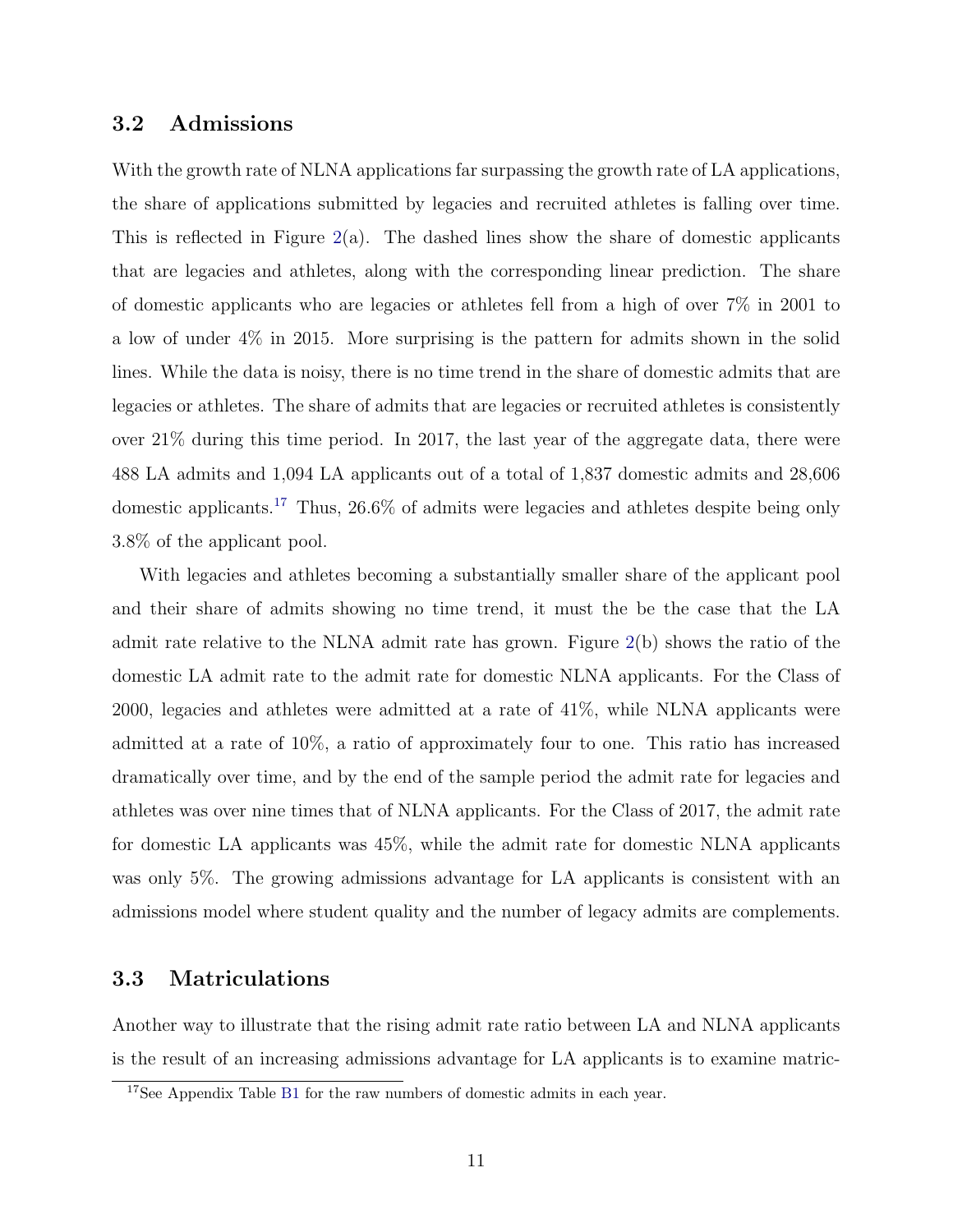### 3.2 Admissions

With the growth rate of NLNA applications far surpassing the growth rate of LA applications, the share of applications submitted by legacies and recruited athletes is falling over time. This is reflected in Figure 2(a). The dashed lines show the share of domestic applicants that are legacies and athletes, along with the corresponding linear prediction. The share of domestic applicants who are legacies or athletes fell from a high of over 7% in 2001 to a low of under 4% in 2015. More surprising is the pattern for admits shown in the solid lines. While the data is noisy, there is no time trend in the share of domestic admits that are legacies or athletes. The share of admits that are legacies or recruited athletes is consistently over 21% during this time period. In 2017, the last year of the aggregate data, there were 488 LA admits and 1,094 LA applicants out of a total of 1,837 domestic admits and 28,606 domestic applicants.[17] Thus, 26.6% of admits were legacies and athletes despite being only 3.8% of the applicant pool.

With legacies and athletes becoming a substantially smaller share of the applicant pool and their share of admits showing no time trend, it must the be the case that the LA admit rate relative to the NLNA admit rate has grown. Figure 2(b) shows the ratio of the domestic LA admit rate to the admit rate for domestic NLNA applicants. For the Class of 2000, legacies and athletes were admitted at a rate of 41%, while NLNA applicants were admitted at a rate of 10%, a ratio of approximately four to one. This ratio has increased dramatically over time, and by the end of the sample period the admit rate for legacies and athletes was over nine times that of NLNA applicants. For the Class of 2017, the admit rate for domestic LA applicants was 45%, while the admit rate for domestic NLNA applicants was only 5%. The growing admissions advantage for LA applicants is consistent with an admissions model where student quality and the number of legacy admits are complements.

### 3.3 Matriculations

Another way to illustrate that the rising admit rate ratio between LA and NLNA applicants is the result of an increasing admissions advantage for LA applicants is to examine matric-

[17] See Appendix Table B1 for the raw numbers of domestic admits in each year.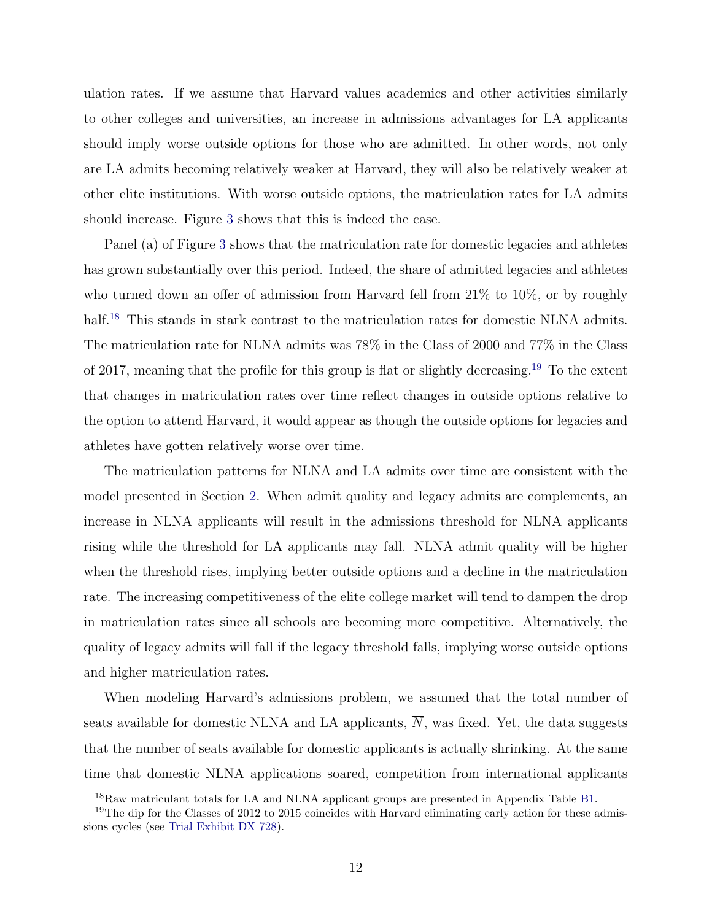ulation rates. If we assume that Harvard values academics and other activities similarly to other colleges and universities, an increase in admissions advantages for LA applicants should imply worse outside options for those who are admitted. In other words, not only are LA admits becoming relatively weaker at Harvard, they will also be relatively weaker at other elite institutions. With worse outside options, the matriculation rates for LA admits should increase. Figure 3 shows that this is indeed the case.

Panel (a) of Figure 3 shows that the matriculation rate for domestic legacies and athletes has grown substantially over this period. Indeed, the share of admitted legacies and athletes who turned down an offer of admission from Harvard fell from 21% to 10%, or by roughly half.[18] This stands in stark contrast to the matriculation rates for domestic NLNA admits. The matriculation rate for NLNA admits was 78% in the Class of 2000 and 77% in the Class of 2017, meaning that the profile for this group is flat or slightly decreasing.[19] To the extent that changes in matriculation rates over time reflect changes in outside options relative to the option to attend Harvard, it would appear as though the outside options for legacies and athletes have gotten relatively worse over time.

The matriculation patterns for NLNA and LA admits over time are consistent with the model presented in Section 2. When admit quality and legacy admits are complements, an increase in NLNA applicants will result in the admissions threshold for NLNA applicants rising while the threshold for LA applicants may fall. NLNA admit quality will be higher when the threshold rises, implying better outside options and a decline in the matriculation rate. The increasing competitiveness of the elite college market will tend to dampen the drop in matriculation rates since all schools are becoming more competitive. Alternatively, the quality of legacy admits will fall if the legacy threshold falls, implying worse outside options and higher matriculation rates.

When modeling Harvard's admissions problem, we assumed that the total number of seats available for domestic NLNA and LA applicants, $\overline{N}$, was fixed. Yet, the data suggests that the number of seats available for domestic applicants is actually shrinking. At the same time that domestic NLNA applications soared, competition from international applicants

[18] Raw matriculant totals for LA and NLNA applicant groups are presented in Appendix Table B1.

[19] The dip for the Classes of 2012 to 2015 coincides with Harvard eliminating early action for these admissions cycles (see Trial Exhibit DX 728).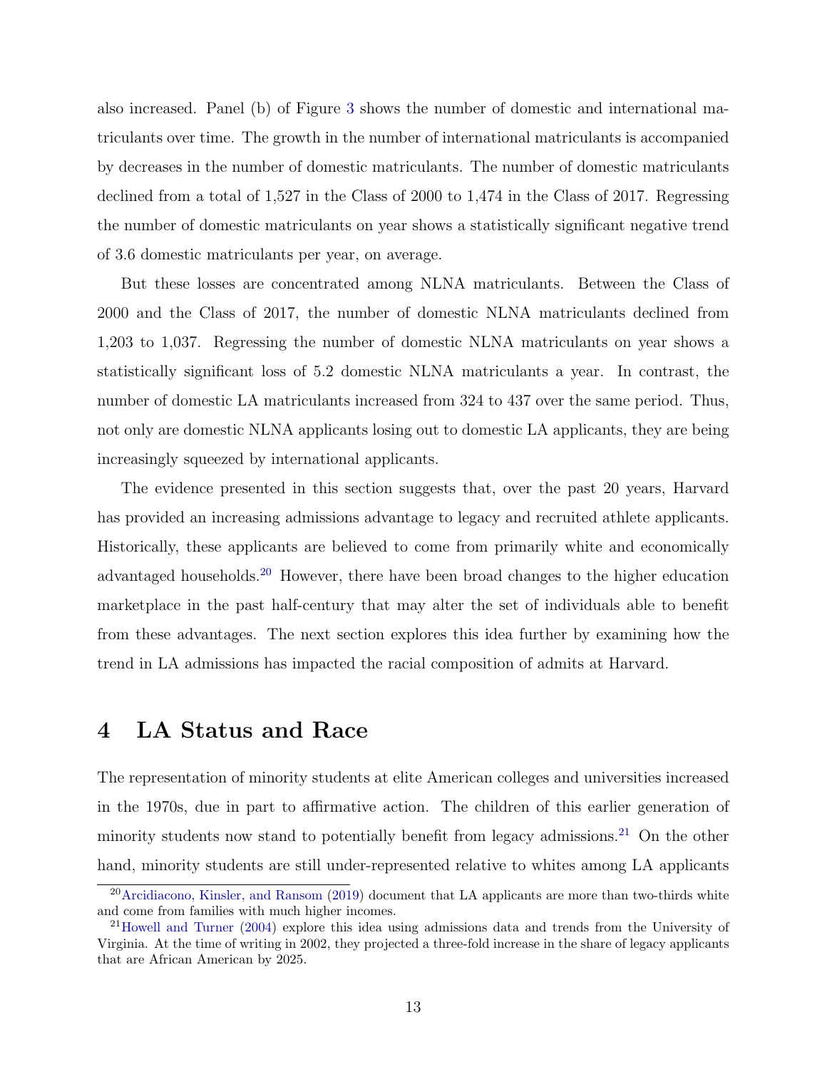also increased. Panel (b) of Figure 3 shows the number of domestic and international matriculants over time. The growth in the number of international matriculants is accompanied by decreases in the number of domestic matriculants. The number of domestic matriculants declined from a total of 1,527 in the Class of 2000 to 1,474 in the Class of 2017. Regressing the number of domestic matriculants on year shows a statistically significant negative trend of 3.6 domestic matriculants per year, on average.

But these losses are concentrated among NLNA matriculants. Between the Class of 2000 and the Class of 2017, the number of domestic NLNA matriculants declined from 1,203 to 1,037. Regressing the number of domestic NLNA matriculants on year shows a statistically significant loss of 5.2 domestic NLNA matriculants a year. In contrast, the number of domestic LA matriculants increased from 324 to 437 over the same period. Thus, not only are domestic NLNA applicants losing out to domestic LA applicants, they are being increasingly squeezed by international applicants.

The evidence presented in this section suggests that, over the past 20 years, Harvard has provided an increasing admissions advantage to legacy and recruited athlete applicants. Historically, these applicants are believed to come from primarily white and economically advantaged households.[20] However, there have been broad changes to the higher education marketplace in the past half-century that may alter the set of individuals able to benefit from these advantages. The next section explores this idea further by examining how the trend in LA admissions has impacted the racial composition of admits at Harvard.

# 4 LA Status and Race

The representation of minority students at elite American colleges and universities increased in the 1970s, due in part to affirmative action. The children of this earlier generation of minority students now stand to potentially benefit from legacy admissions.[21] On the other hand, minority students are still under-represented relative to whites among LA applicants

[20] Arcidiacono, Kinsler, and Ransom (2019) document that LA applicants are more than two-thirds white and come from families with much higher incomes.

[21] Howell and Turner (2004) explore this idea using admissions data and trends from the University of Virginia. At the time of writing in 2002, they projected a three-fold increase in the share of legacy applicants that are African American by 2025.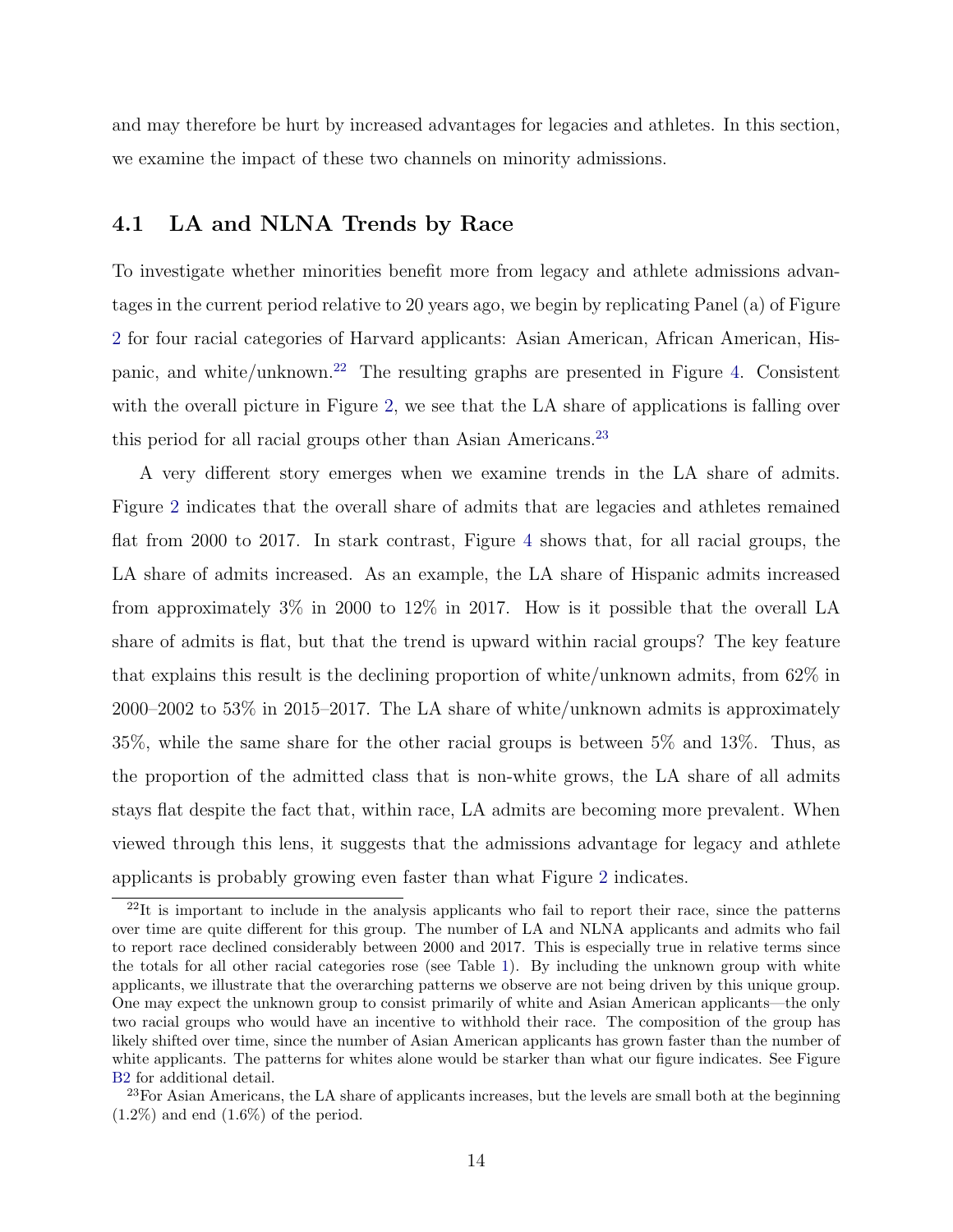and may therefore be hurt by increased advantages for legacies and athletes. In this section, we examine the impact of these two channels on minority admissions.

## 4.1 LA and NLNA Trends by Race

To investigate whether minorities benefit more from legacy and athlete admissions advantages in the current period relative to 20 years ago, we begin by replicating Panel (a) of Figure 2 for four racial categories of Harvard applicants: Asian American, African American, Hispanic, and white/unknown.[22] The resulting graphs are presented in Figure 4. Consistent with the overall picture in Figure 2, we see that the LA share of applications is falling over this period for all racial groups other than Asian Americans.[23]

A very different story emerges when we examine trends in the LA share of admits. Figure 2 indicates that the overall share of admits that are legacies and athletes remained flat from 2000 to 2017. In stark contrast, Figure 4 shows that, for all racial groups, the LA share of admits increased. As an example, the LA share of Hispanic admits increased from approximately 3% in 2000 to 12% in 2017. How is it possible that the overall LA share of admits is flat, but that the trend is upward within racial groups? The key feature that explains this result is the declining proportion of white/unknown admits, from 62% in 2000–2002 to 53% in 2015–2017. The LA share of white/unknown admits is approximately 35%, while the same share for the other racial groups is between 5% and 13%. Thus, as the proportion of the admitted class that is non-white grows, the LA share of all admits stays flat despite the fact that, within race, LA admits are becoming more prevalent. When viewed through this lens, it suggests that the admissions advantage for legacy and athlete applicants is probably growing even faster than what Figure 2 indicates.

[22] It is important to include in the analysis applicants who fail to report their race, since the patterns over time are quite different for this group. The number of LA and NLNA applicants and admits who fail to report race declined considerably between 2000 and 2017. This is especially true in relative terms since the totals for all other racial categories rose (see Table 1). By including the unknown group with white applicants, we illustrate that the overarching patterns we observe are not being driven by this unique group. One may expect the unknown group to consist primarily of white and Asian American applicants—the only two racial groups who would have an incentive to withhold their race. The composition of the group has likely shifted over time, since the number of Asian American applicants has grown faster than the number of white applicants. The patterns for whites alone would be starker than what our figure indicates. See Figure B2 for additional detail.

[23] For Asian Americans, the LA share of applicants increases, but the levels are small both at the beginning (1.2%) and end (1.6%) of the period.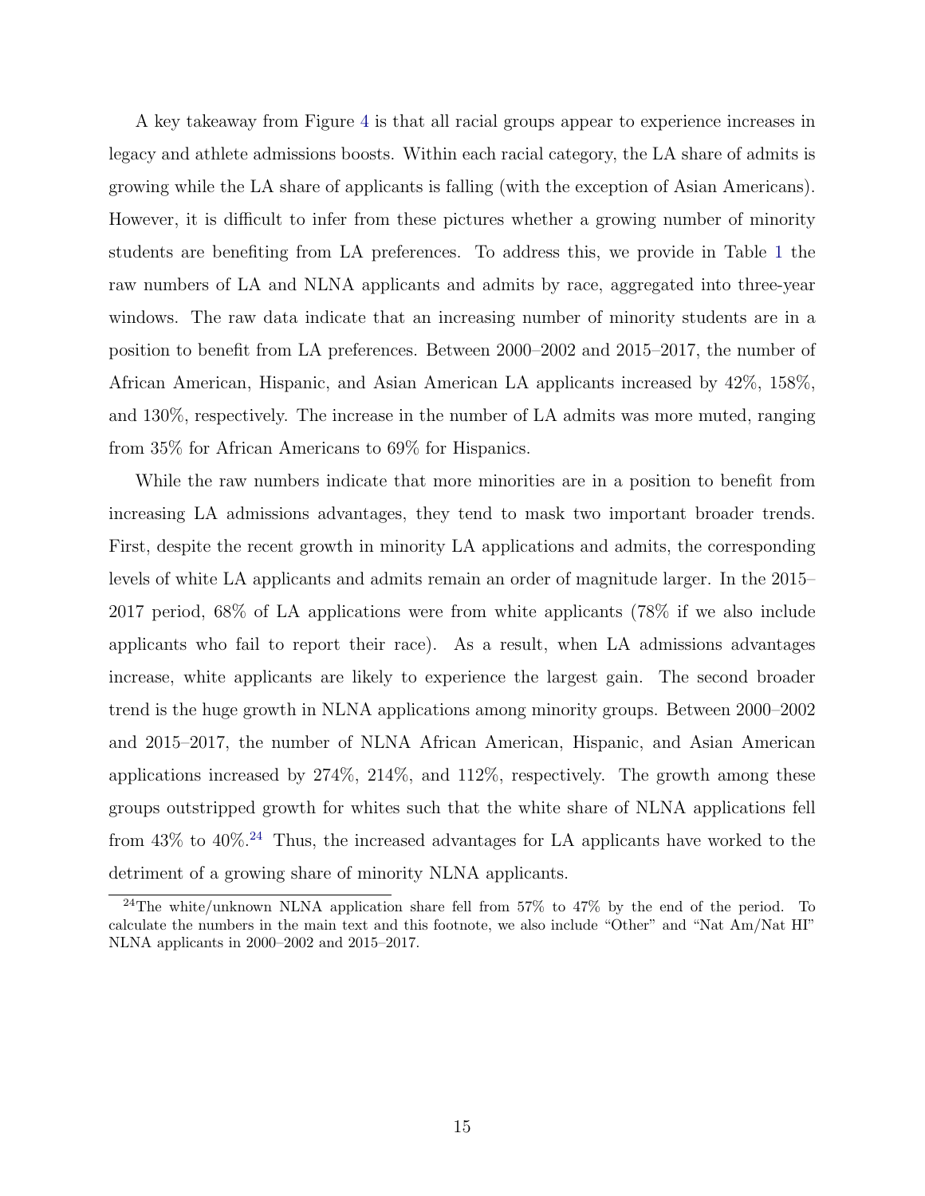A key takeaway from Figure 4 is that all racial groups appear to experience increases in legacy and athlete admissions boosts. Within each racial category, the LA share of admits is growing while the LA share of applicants is falling (with the exception of Asian Americans). However, it is difficult to infer from these pictures whether a growing number of minority students are benefiting from LA preferences. To address this, we provide in Table 1 the raw numbers of LA and NLNA applicants and admits by race, aggregated into three-year windows. The raw data indicate that an increasing number of minority students are in a position to benefit from LA preferences. Between 2000–2002 and 2015–2017, the number of African American, Hispanic, and Asian American LA applicants increased by 42%, 158%, and 130%, respectively. The increase in the number of LA admits was more muted, ranging from 35% for African Americans to 69% for Hispanics.

While the raw numbers indicate that more minorities are in a position to benefit from increasing LA admissions advantages, they tend to mask two important broader trends. First, despite the recent growth in minority LA applications and admits, the corresponding levels of white LA applicants and admits remain an order of magnitude larger. In the 2015–2017 period, 68% of LA applications were from white applicants (78% if we also include applicants who fail to report their race). As a result, when LA admissions advantages increase, white applicants are likely to experience the largest gain. The second broader trend is the huge growth in NLNA applications among minority groups. Between 2000–2002 and 2015–2017, the number of NLNA African American, Hispanic, and Asian American applications increased by 274%, 214%, and 112%, respectively. The growth among these groups outstripped growth for whites such that the white share of NLNA applications fell from 43% to 40%.[24] Thus, the increased advantages for LA applicants have worked to the detriment of a growing share of minority NLNA applicants.

[24] The white/unknown NLNA application share fell from 57% to 47% by the end of the period. To calculate the numbers in the main text and this footnote, we also include "Other" and "Nat Am/Nat HI" NLNA applicants in 2000–2002 and 2015–2017.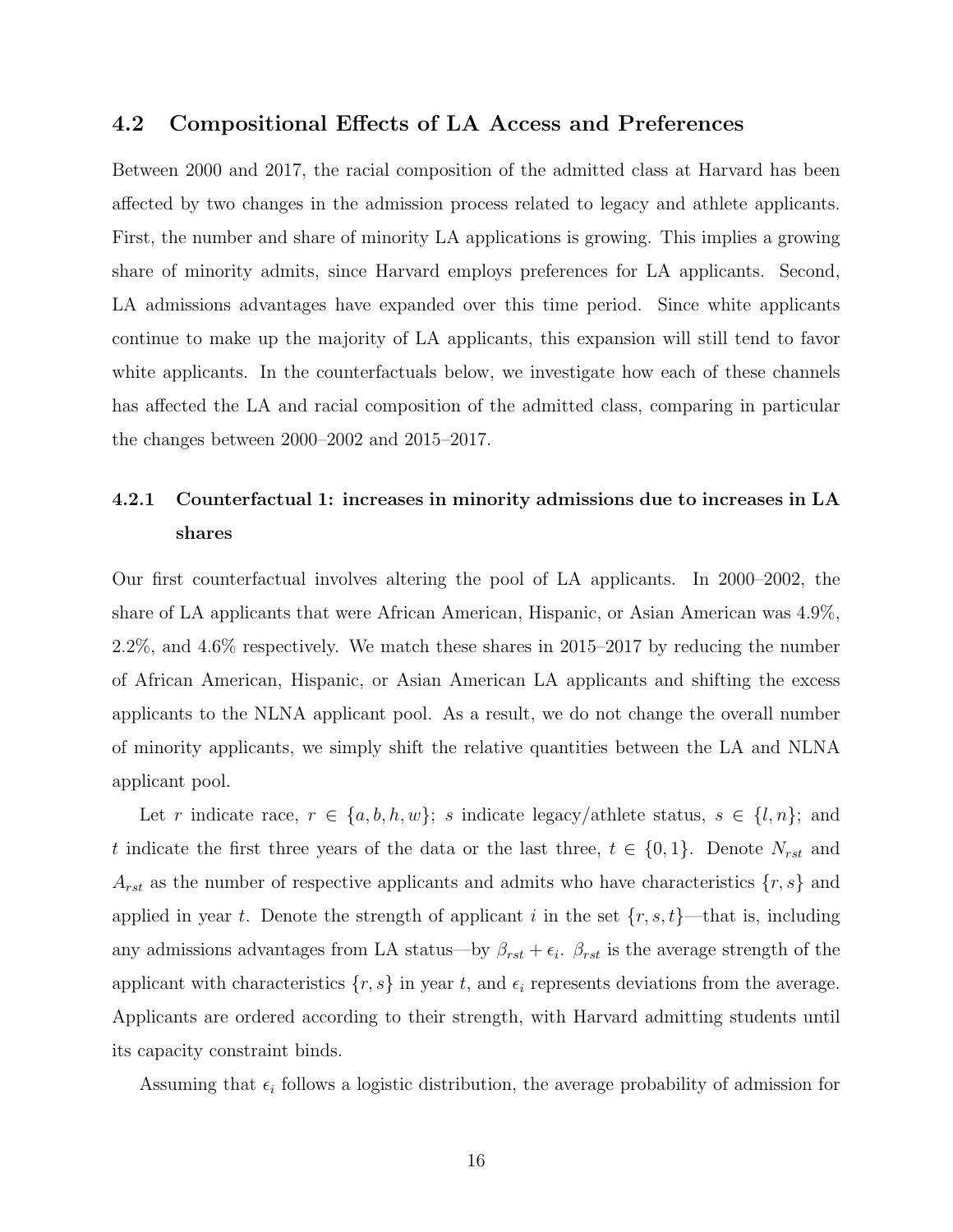## 4.2 Compositional Effects of LA Access and Preferences

Between 2000 and 2017, the racial composition of the admitted class at Harvard has been affected by two changes in the admission process related to legacy and athlete applicants. First, the number and share of minority LA applications is growing. This implies a growing share of minority admits, since Harvard employs preferences for LA applicants. Second, LA admissions advantages have expanded over this time period. Since white applicants continue to make up the majority of LA applicants, this expansion will still tend to favor white applicants. In the counterfactuals below, we investigate how each of these channels has affected the LA and racial composition of the admitted class, comparing in particular the changes between 2000–2002 and 2015–2017.

### 4.2.1 Counterfactual 1: increases in minority admissions due to increases in LA shares

Our first counterfactual involves altering the pool of LA applicants. In 2000–2002, the share of LA applicants that were African American, Hispanic, or Asian American was 4.9%, 2.2%, and 4.6% respectively. We match these shares in 2015–2017 by reducing the number of African American, Hispanic, or Asian American LA applicants and shifting the excess applicants to the NLNA applicant pool. As a result, we do not change the overall number of minority applicants, we simply shift the relative quantities between the LA and NLNA applicant pool.

Let $r$ indicate race, $r \in \{a, b, h, w\}$; $s$ indicate legacy/athlete status, $s \in \{l, n\}$; and $t$ indicate the first three years of the data or the last three, $t \in \{0, 1\}$. Denote $N_{rst}$ and $A_{rst}$ as the number of respective applicants and admits who have characteristics $\{r, s\}$ and applied in year $t$. Denote the strength of applicant $i$ in the set $\{r, s, t\}$—that is, including any admissions advantages from LA status—by $\beta_{rst} + \epsilon_i$. $\beta_{rst}$ is the average strength of the applicant with characteristics $\{r, s\}$ in year $t$, and $\epsilon_i$ represents deviations from the average. Applicants are ordered according to their strength, with Harvard admitting students until its capacity constraint binds.

Assuming that $\epsilon_i$ follows a logistic distribution, the average probability of admission for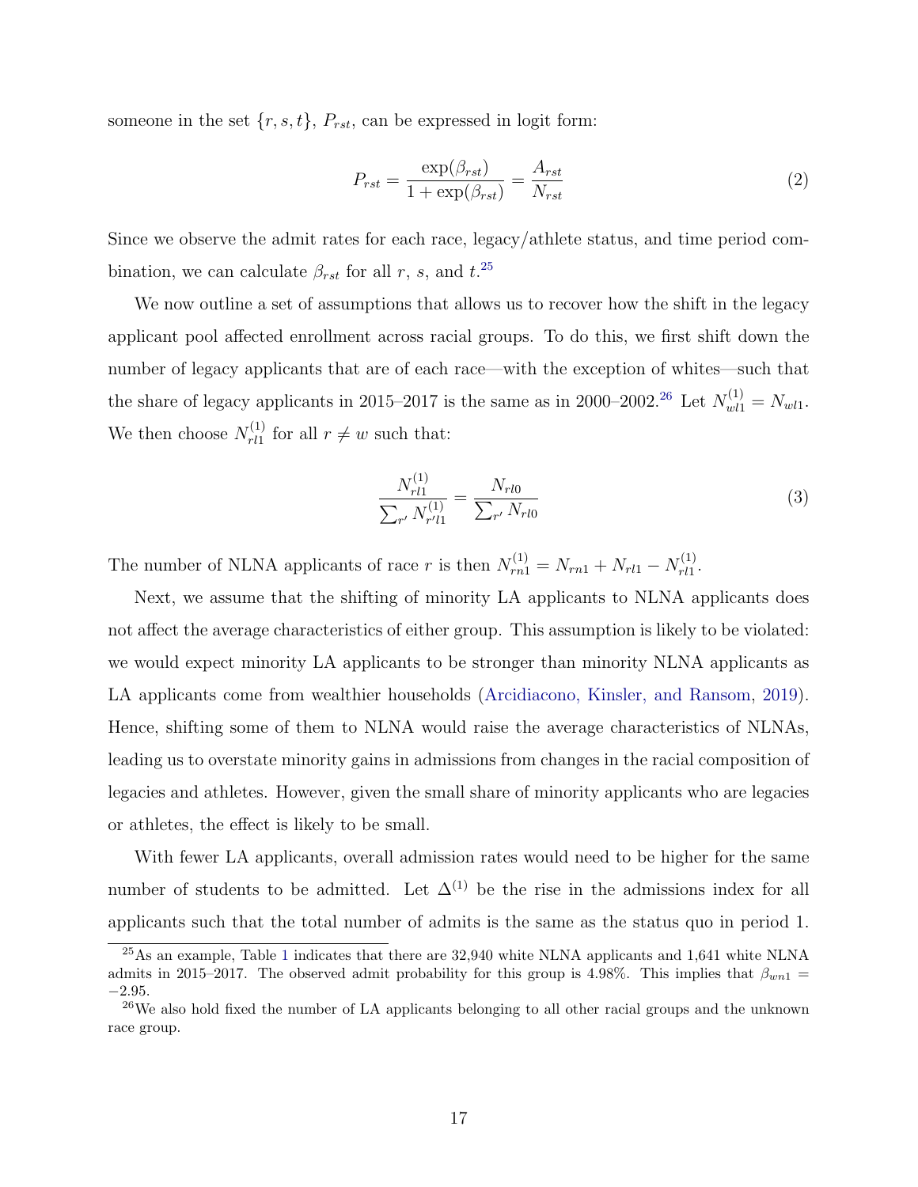someone in the set $\{r, s, t\}$, $P_{rst}$, can be expressed in logit form:

$$P_{rst} = \frac{\exp(\beta_{rst})}{1 + \exp(\beta_{rst})} = \frac{A_{rst}}{N_{rst}} \tag{2}$$

Since we observe the admit rates for each race, legacy/athlete status, and time period combination, we can calculate $\beta_{rst}$ for all $r$, $s$, and $t$.[25]

We now outline a set of assumptions that allows us to recover how the shift in the legacy applicant pool affected enrollment across racial groups. To do this, we first shift down the number of legacy applicants that are of each race—with the exception of whites—such that the share of legacy applicants in 2015–2017 is the same as in 2000–2002.[26] Let $N_{wl1}^{(1)} = N_{wl1}$. We then choose $N_{rl1}^{(1)}$ for all $r \neq w$ such that:

$$\frac{N_{rl1}^{(1)}}{\sum_{r'} N_{r'l1}^{(1)}} = \frac{N_{rl0}}{\sum_{r'} N_{rl0}} \tag{3}$$

The number of NLNA applicants of race $r$ is then $N_{rn1}^{(1)} = N_{rn1} + N_{rl1} - N_{rl1}^{(1)}$.

Next, we assume that the shifting of minority LA applicants to NLNA applicants does not affect the average characteristics of either group. This assumption is likely to be violated: we would expect minority LA applicants to be stronger than minority NLNA applicants as LA applicants come from wealthier households (Arcidiacono, Kinsler, and Ransom, 2019). Hence, shifting some of them to NLNA would raise the average characteristics of NLNAs, leading us to overstate minority gains in admissions from changes in the racial composition of legacies and athletes. However, given the small share of minority applicants who are legacies or athletes, the effect is likely to be small.

With fewer LA applicants, overall admission rates would need to be higher for the same number of students to be admitted. Let $\Delta^{(1)}$ be the rise in the admissions index for all applicants such that the total number of admits is the same as the status quo in period 1.

[25] As an example, Table 1 indicates that there are 32,940 white NLNA applicants and 1,641 white NLNA admits in 2015–2017. The observed admit probability for this group is 4.98%. This implies that $\beta_{wn1} = -2.95$.

[26] We also hold fixed the number of LA applicants belonging to all other racial groups and the unknown race group.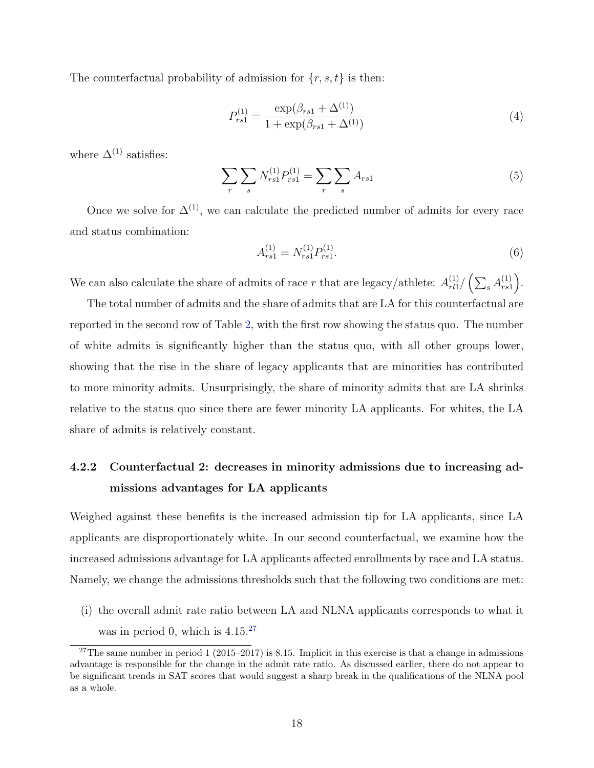The counterfactual probability of admission for $\{r, s, t\}$ is then:

$$P_{rs1}^{(1)} = \frac{\exp(\beta_{rs1} + \Delta^{(1)})}{1 + \exp(\beta_{rs1} + \Delta^{(1)})} \tag{4}$$

where $\Delta^{(1)}$ satisfies:

$$\sum_r \sum_s N_{rs1}^{(1)} P_{rs1}^{(1)} = \sum_r \sum_s A_{rs1} \tag{5}$$

Once we solve for $\Delta^{(1)}$, we can calculate the predicted number of admits for every race and status combination:

$$A_{rs1}^{(1)} = N_{rs1}^{(1)} P_{rs1}^{(1)}. \tag{6}$$

We can also calculate the share of admits of race $r$ that are legacy/athlete: $A_{rl1}^{(1)} / \left( \sum_s A_{rs1}^{(1)} \right)$.

The total number of admits and the share of admits that are LA for this counterfactual are reported in the second row of Table 2, with the first row showing the status quo. The number of white admits is significantly higher than the status quo, with all other groups lower, showing that the rise in the share of legacy applicants that are minorities has contributed to more minority admits. Unsurprisingly, the share of minority admits that are LA shrinks relative to the status quo since there are fewer minority LA applicants. For whites, the LA share of admits is relatively constant.

### 4.2.2 Counterfactual 2: decreases in minority admissions due to increasing admissions advantages for LA applicants

Weighed against these benefits is the increased admission tip for LA applicants, since LA applicants are disproportionately white. In our second counterfactual, we examine how the increased admissions advantage for LA applicants affected enrollments by race and LA status. Namely, we change the admissions thresholds such that the following two conditions are met:

(i) the overall admit rate ratio between LA and NLNA applicants corresponds to what it was in period 0, which is 4.15.[27]

[27] The same number in period 1 (2015–2017) is 8.15. Implicit in this exercise is that a change in admissions advantage is responsible for the change in the admit rate ratio. As discussed earlier, there do not appear to be significant trends in SAT scores that would suggest a sharp break in the qualifications of the NLNA pool as a whole.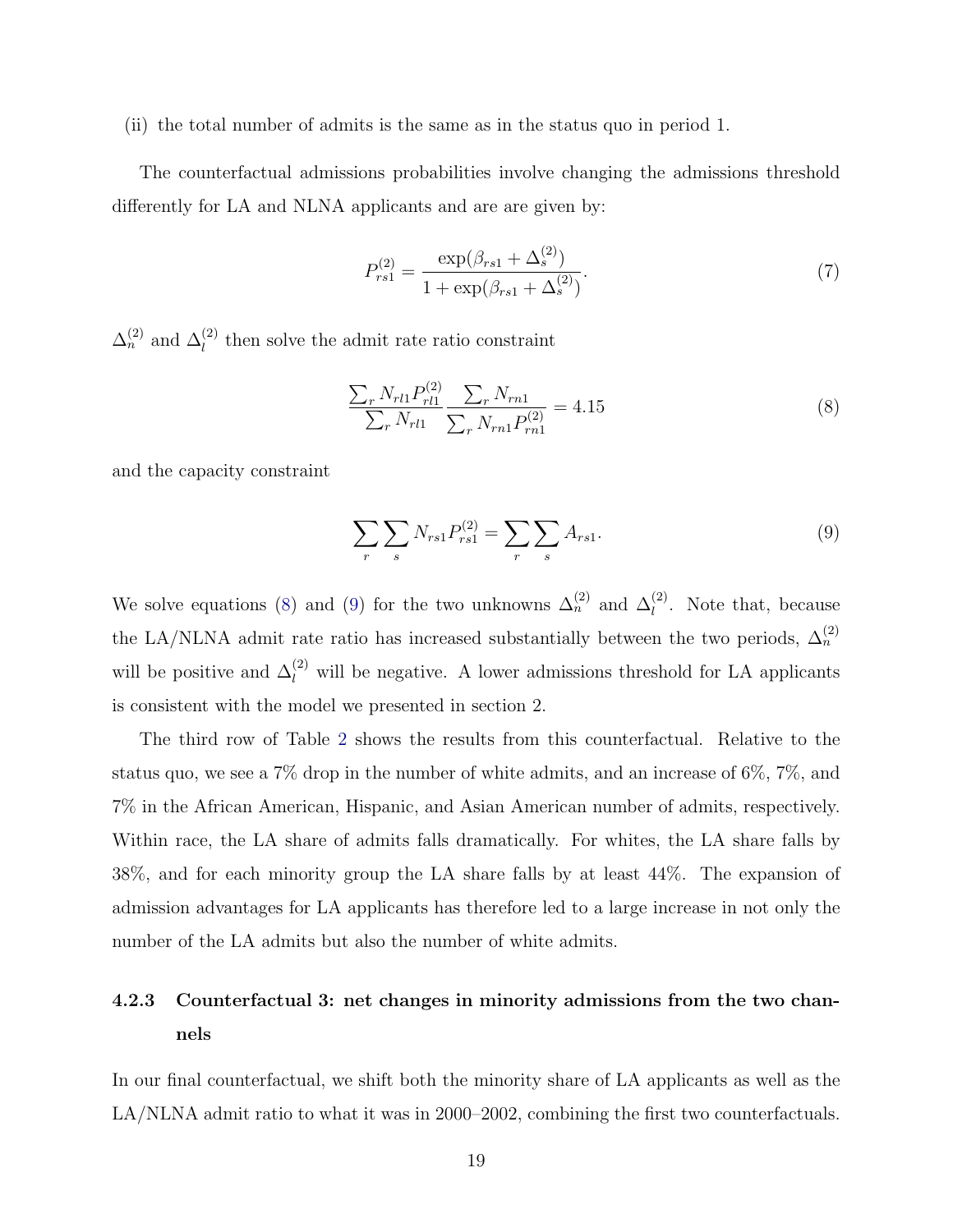(ii) the total number of admits is the same as in the status quo in period 1.

The counterfactual admissions probabilities involve changing the admissions threshold differently for LA and NLNA applicants and are are given by:

$$P_{rs1}^{(2)} = \frac{\exp(\beta_{rs1} + \Delta_s^{(2)})}{1 + \exp(\beta_{rs1} + \Delta_s^{(2)})}. \tag{7}$$

$\Delta_n^{(2)}$ and $\Delta_l^{(2)}$ then solve the admit rate ratio constraint

$$\frac{\sum_r N_{rl1} P_{rl1}^{(2)}}{\sum_r N_{rl1}} \frac{\sum_r N_{rn1}}{\sum_r N_{rn1} P_{rn1}^{(2)}} = 4.15 \tag{8}$$

and the capacity constraint

$$\sum_r \sum_s N_{rs1} P_{rs1}^{(2)} = \sum_r \sum_s A_{rs1}. \tag{9}$$

We solve equations (8) and (9) for the two unknowns $\Delta_n^{(2)}$ and $\Delta_l^{(2)}$. Note that, because the LA/NLNA admit rate ratio has increased substantially between the two periods, $\Delta_n^{(2)}$ will be positive and $\Delta_l^{(2)}$ will be negative. A lower admissions threshold for LA applicants is consistent with the model we presented in section 2.

The third row of Table 2 shows the results from this counterfactual. Relative to the status quo, we see a 7% drop in the number of white admits, and an increase of 6%, 7%, and 7% in the African American, Hispanic, and Asian American number of admits, respectively. Within race, the LA share of admits falls dramatically. For whites, the LA share falls by 38%, and for each minority group the LA share falls by at least 44%. The expansion of admission advantages for LA applicants has therefore led to a large increase in not only the number of the LA admits but also the number of white admits.

### 4.2.3 Counterfactual 3: net changes in minority admissions from the two channels

In our final counterfactual, we shift both the minority share of LA applicants as well as the LA/NLNA admit ratio to what it was in 2000–2002, combining the first two counterfactuals.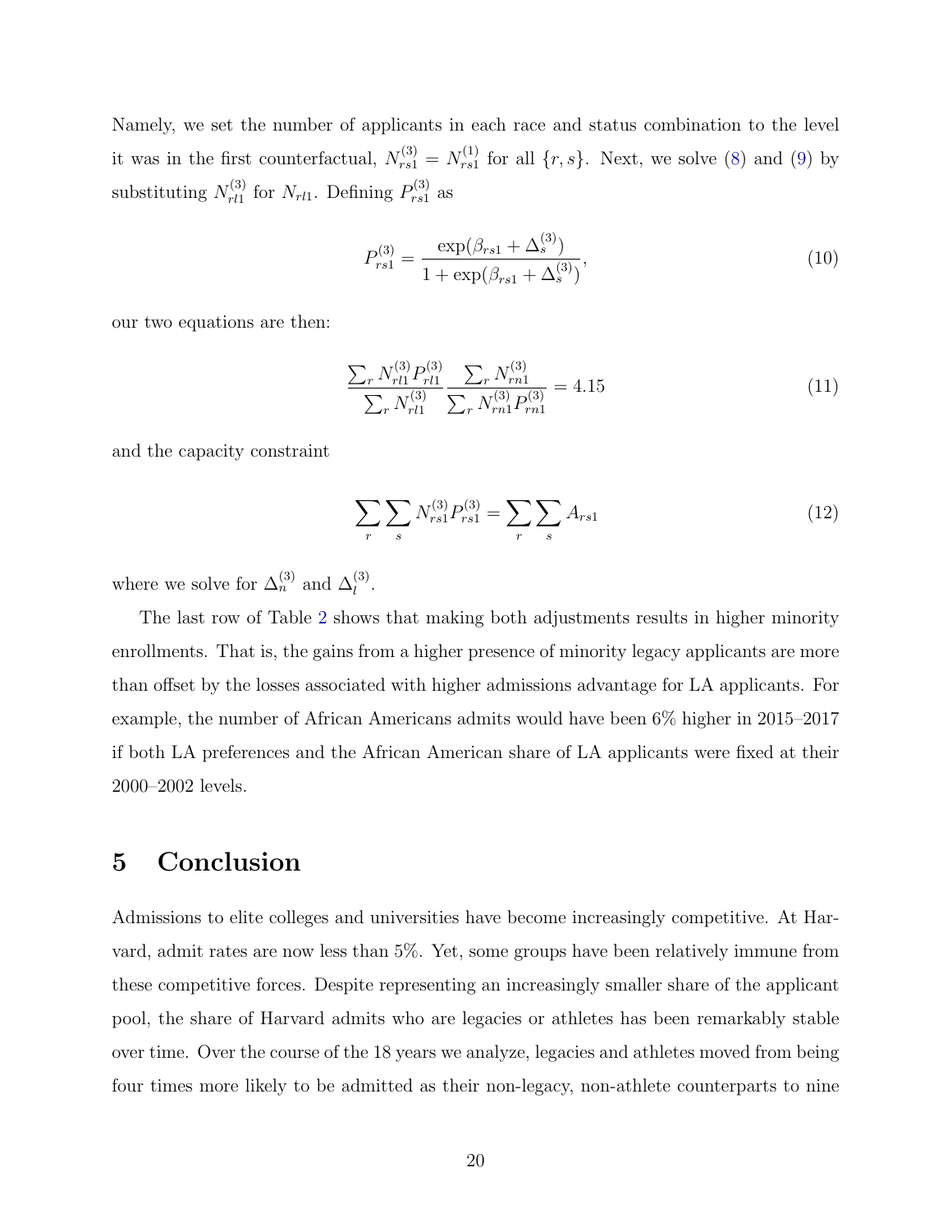Namely, we set the number of applicants in each race and status combination to the level it was in the first counterfactual, $N_{rs1}^{(3)} = N_{rs1}^{(1)}$ for all $\{r, s\}$. Next, we solve (8) and (9) by substituting $N_{rl1}^{(3)}$ for $N_{rl1}$. Defining $P_{rs1}^{(3)}$ as

$$P_{rs1}^{(3)} = \frac{\exp(\beta_{rs1} + \Delta_s^{(3)})}{1 + \exp(\beta_{rs1} + \Delta_s^{(3)})}, \tag{10}$$

our two equations are then:

$$\frac{\sum_r N_{rl1}^{(3)} P_{rl1}^{(3)}}{\sum_r N_{rl1}^{(3)}} \frac{\sum_r N_{rn1}^{(3)}}{\sum_r N_{rn1}^{(3)} P_{rn1}^{(3)}} = 4.15 \tag{11}$$

and the capacity constraint

$$\sum_r \sum_s N_{rs1}^{(3)} P_{rs1}^{(3)} = \sum_r \sum_s A_{rs1} \tag{12}$$

where we solve for $\Delta_n^{(3)}$ and $\Delta_l^{(3)}$.

The last row of Table 2 shows that making both adjustments results in higher minority enrollments. That is, the gains from a higher presence of minority legacy applicants are more than offset by the losses associated with higher admissions advantage for LA applicants. For example, the number of African Americans admits would have been 6% higher in 2015–2017 if both LA preferences and the African American share of LA applicants were fixed at their 2000–2002 levels.

# 5 Conclusion

Admissions to elite colleges and universities have become increasingly competitive. At Harvard, admit rates are now less than 5%. Yet, some groups have been relatively immune from these competitive forces. Despite representing an increasingly smaller share of the applicant pool, the share of Harvard admits who are legacies or athletes has been remarkably stable over time. Over the course of the 18 years we analyze, legacies and athletes moved from being four times more likely to be admitted as their non-legacy, non-athlete counterparts to nine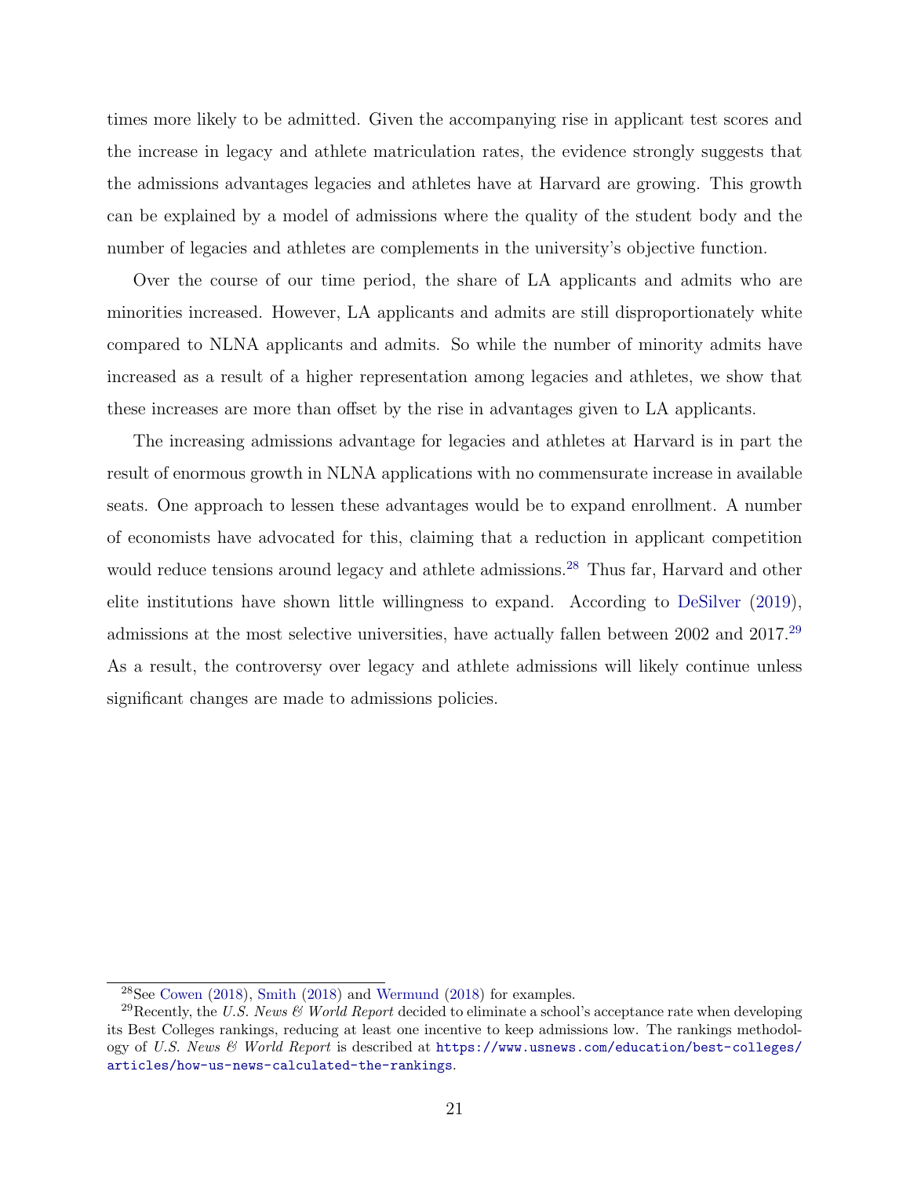times more likely to be admitted. Given the accompanying rise in applicant test scores and the increase in legacy and athlete matriculation rates, the evidence strongly suggests that the admissions advantages legacies and athletes have at Harvard are growing. This growth can be explained by a model of admissions where the quality of the student body and the number of legacies and athletes are complements in the university's objective function.

Over the course of our time period, the share of LA applicants and admits who are minorities increased. However, LA applicants and admits are still disproportionately white compared to NLNA applicants and admits. So while the number of minority admits have increased as a result of a higher representation among legacies and athletes, we show that these increases are more than offset by the rise in advantages given to LA applicants.

The increasing admissions advantage for legacies and athletes at Harvard is in part the result of enormous growth in NLNA applications with no commensurate increase in available seats. One approach to lessen these advantages would be to expand enrollment. A number of economists have advocated for this, claiming that a reduction in applicant competition would reduce tensions around legacy and athlete admissions.[28] Thus far, Harvard and other elite institutions have shown little willingness to expand. According to DeSilver (2019), admissions at the most selective universities, have actually fallen between 2002 and 2017.[29] As a result, the controversy over legacy and athlete admissions will likely continue unless significant changes are made to admissions policies.

---

[28] See Cowen (2018), Smith (2018) and Wermund (2018) for examples.

[29] Recently, the *U.S. News & World Report* decided to eliminate a school's acceptance rate when developing its Best Colleges rankings, reducing at least one incentive to keep admissions low. The rankings methodology of *U.S. News & World Report* is described at `https://www.usnews.com/education/best-colleges/articles/how-us-news-calculated-the-rankings`.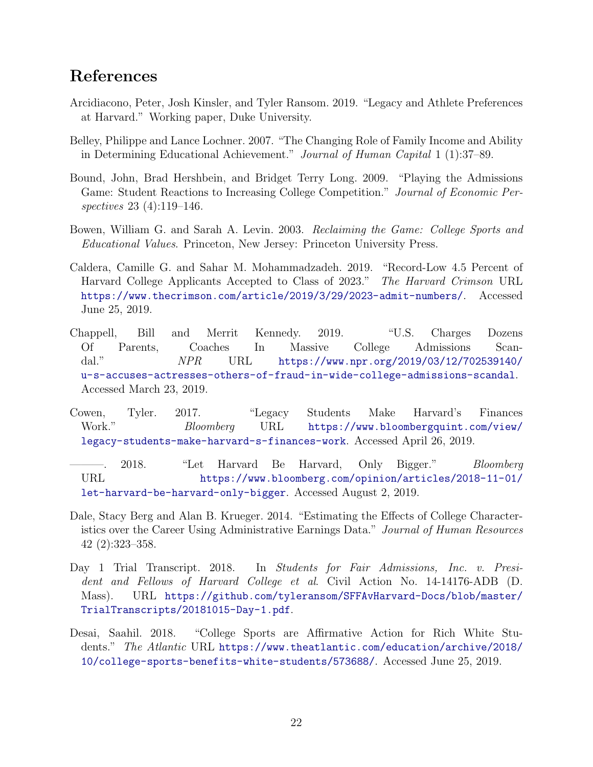## References

Arcidiacono, Peter, Josh Kinsler, and Tyler Ransom. 2019. "Legacy and Athlete Preferences at Harvard." Working paper, Duke University.

Belley, Philippe and Lance Lochner. 2007. "The Changing Role of Family Income and Ability in Determining Educational Achievement." *Journal of Human Capital* 1 (1):37–89.

Bound, John, Brad Hershbein, and Bridget Terry Long. 2009. "Playing the Admissions Game: Student Reactions to Increasing College Competition." *Journal of Economic Perspectives* 23 (4):119–146.

Bowen, William G. and Sarah A. Levin. 2003. *Reclaiming the Game: College Sports and Educational Values*. Princeton, New Jersey: Princeton University Press.

Caldera, Camille G. and Sahar M. Mohammadzadeh. 2019. "Record-Low 4.5 Percent of Harvard College Applicants Accepted to Class of 2023." *The Harvard Crimson* URL https://www.thecrimson.com/article/2019/3/29/2023-admit-numbers/. Accessed June 25, 2019.

Chappell, Bill and Merrit Kennedy. 2019. "U.S. Charges Dozens Of Parents, Coaches In Massive College Admissions Scandal." *NPR* URL https://www.npr.org/2019/03/12/702539140/u-s-accuses-actresses-others-of-fraud-in-wide-college-admissions-scandal. Accessed March 23, 2019.

Cowen, Tyler. 2017. "Legacy Students Make Harvard's Finances Work." *Bloomberg* URL https://www.bloombergquint.com/view/legacy-students-make-harvard-s-finances-work. Accessed April 26, 2019.

———. 2018. "Let Harvard Be Harvard, Only Bigger." *Bloomberg* URL https://www.bloomberg.com/opinion/articles/2018-11-01/let-harvard-be-harvard-only-bigger. Accessed August 2, 2019.

Dale, Stacy Berg and Alan B. Krueger. 2014. "Estimating the Effects of College Characteristics over the Career Using Administrative Earnings Data." *Journal of Human Resources* 42 (2):323–358.

Day 1 Trial Transcript. 2018. In *Students for Fair Admissions, Inc. v. President and Fellows of Harvard College et al*. Civil Action No. 14-14176-ADB (D. Mass). URL https://github.com/tyleransom/SFFAvHarvard-Docs/blob/master/TrialTranscripts/20181015-Day-1.pdf.

Desai, Saahil. 2018. "College Sports are Affirmative Action for Rich White Students." *The Atlantic* URL https://www.theatlantic.com/education/archive/2018/10/college-sports-benefits-white-students/573688/. Accessed June 25, 2019.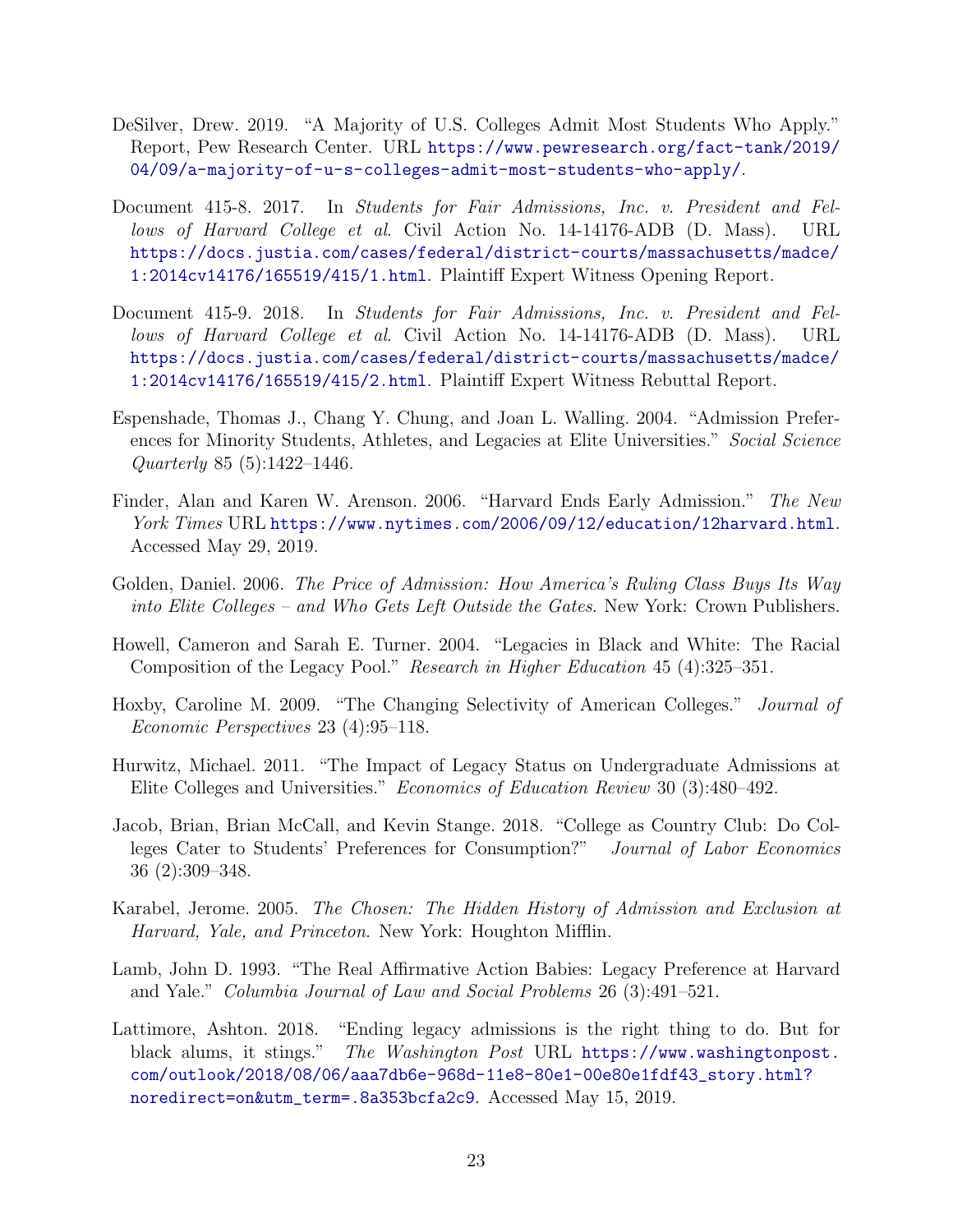DeSilver, Drew. 2019. "A Majority of U.S. Colleges Admit Most Students Who Apply." Report, Pew Research Center. URL https://www.pewresearch.org/fact-tank/2019/04/09/a-majority-of-u-s-colleges-admit-most-students-who-apply/.

Document 415-8. 2017. In *Students for Fair Admissions, Inc. v. President and Fellows of Harvard College et al*. Civil Action No. 14-14176-ADB (D. Mass). URL https://docs.justia.com/cases/federal/district-courts/massachusetts/madce/1:2014cv14176/165519/415/1.html. Plaintiff Expert Witness Opening Report.

Document 415-9. 2018. In *Students for Fair Admissions, Inc. v. President and Fellows of Harvard College et al*. Civil Action No. 14-14176-ADB (D. Mass). URL https://docs.justia.com/cases/federal/district-courts/massachusetts/madce/1:2014cv14176/165519/415/2.html. Plaintiff Expert Witness Rebuttal Report.

Espenshade, Thomas J., Chang Y. Chung, and Joan L. Walling. 2004. "Admission Preferences for Minority Students, Athletes, and Legacies at Elite Universities." *Social Science Quarterly* 85 (5):1422–1446.

Finder, Alan and Karen W. Arenson. 2006. "Harvard Ends Early Admission." *The New York Times* URL https://www.nytimes.com/2006/09/12/education/12harvard.html. Accessed May 29, 2019.

Golden, Daniel. 2006. *The Price of Admission: How America's Ruling Class Buys Its Way into Elite Colleges – and Who Gets Left Outside the Gates*. New York: Crown Publishers.

Howell, Cameron and Sarah E. Turner. 2004. "Legacies in Black and White: The Racial Composition of the Legacy Pool." *Research in Higher Education* 45 (4):325–351.

Hoxby, Caroline M. 2009. "The Changing Selectivity of American Colleges." *Journal of Economic Perspectives* 23 (4):95–118.

Hurwitz, Michael. 2011. "The Impact of Legacy Status on Undergraduate Admissions at Elite Colleges and Universities." *Economics of Education Review* 30 (3):480–492.

Jacob, Brian, Brian McCall, and Kevin Stange. 2018. "College as Country Club: Do Colleges Cater to Students' Preferences for Consumption?" *Journal of Labor Economics* 36 (2):309–348.

Karabel, Jerome. 2005. *The Chosen: The Hidden History of Admission and Exclusion at Harvard, Yale, and Princeton*. New York: Houghton Mifflin.

Lamb, John D. 1993. "The Real Affirmative Action Babies: Legacy Preference at Harvard and Yale." *Columbia Journal of Law and Social Problems* 26 (3):491–521.

Lattimore, Ashton. 2018. "Ending legacy admissions is the right thing to do. But for black alums, it stings." *The Washington Post* URL https://www.washingtonpost.com/outlook/2018/08/06/aaa7db6e-968d-11e8-80e1-00e80e1fdf43_story.html?noredirect=on&utm_term=.8a353bcfa2c9. Accessed May 15, 2019.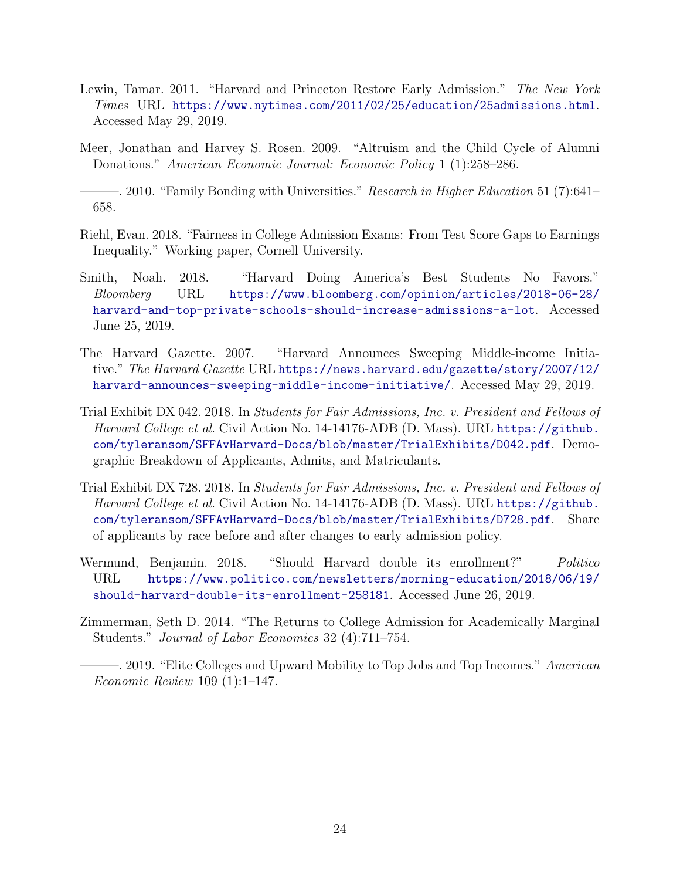Lewin, Tamar. 2011. "Harvard and Princeton Restore Early Admission." *The New York Times* URL https://www.nytimes.com/2011/02/25/education/25admissions.html. Accessed May 29, 2019.

Meer, Jonathan and Harvey S. Rosen. 2009. "Altruism and the Child Cycle of Alumni Donations." *American Economic Journal: Economic Policy* 1 (1):258–286.

———. 2010. "Family Bonding with Universities." *Research in Higher Education* 51 (7):641–658.

Riehl, Evan. 2018. "Fairness in College Admission Exams: From Test Score Gaps to Earnings Inequality." Working paper, Cornell University.

Smith, Noah. 2018. "Harvard Doing America's Best Students No Favors." *Bloomberg* URL https://www.bloomberg.com/opinion/articles/2018-06-28/harvard-and-top-private-schools-should-increase-admissions-a-lot. Accessed June 25, 2019.

The Harvard Gazette. 2007. "Harvard Announces Sweeping Middle-income Initiative." *The Harvard Gazette* URL https://news.harvard.edu/gazette/story/2007/12/harvard-announces-sweeping-middle-income-initiative/. Accessed May 29, 2019.

Trial Exhibit DX 042. 2018. In *Students for Fair Admissions, Inc. v. President and Fellows of Harvard College et al*. Civil Action No. 14-14176-ADB (D. Mass). URL https://github.com/tyleransom/SFFAvHarvard-Docs/blob/master/TrialExhibits/D042.pdf. Demographic Breakdown of Applicants, Admits, and Matriculants.

Trial Exhibit DX 728. 2018. In *Students for Fair Admissions, Inc. v. President and Fellows of Harvard College et al*. Civil Action No. 14-14176-ADB (D. Mass). URL https://github.com/tyleransom/SFFAvHarvard-Docs/blob/master/TrialExhibits/D728.pdf. Share of applicants by race before and after changes to early admission policy.

Wermund, Benjamin. 2018. "Should Harvard double its enrollment?" *Politico* URL https://www.politico.com/newsletters/morning-education/2018/06/19/should-harvard-double-its-enrollment-258181. Accessed June 26, 2019.

Zimmerman, Seth D. 2014. "The Returns to College Admission for Academically Marginal Students." *Journal of Labor Economics* 32 (4):711–754.

———. 2019. "Elite Colleges and Upward Mobility to Top Jobs and Top Incomes." *American Economic Review* 109 (1):1–147.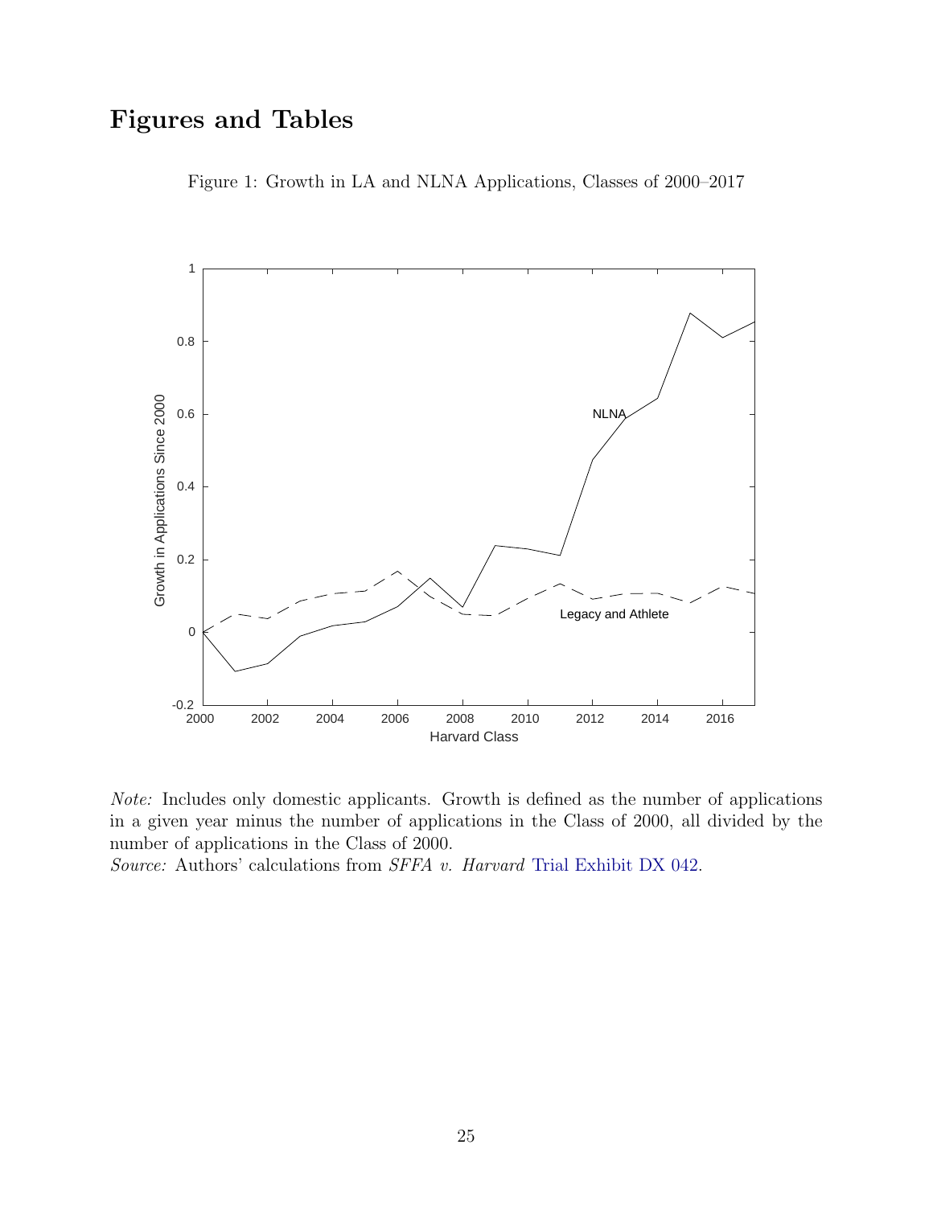# Figures and Tables

Figure 1: Growth in LA and NLNA Applications, Classes of 2000–2017

*Note:* Includes only domestic applicants. Growth is defined as the number of applications in a given year minus the number of applications in the Class of 2000, all divided by the number of applications in the Class of 2000.
*Source:* Authors' calculations from *SFFA v. Harvard* Trial Exhibit DX 042.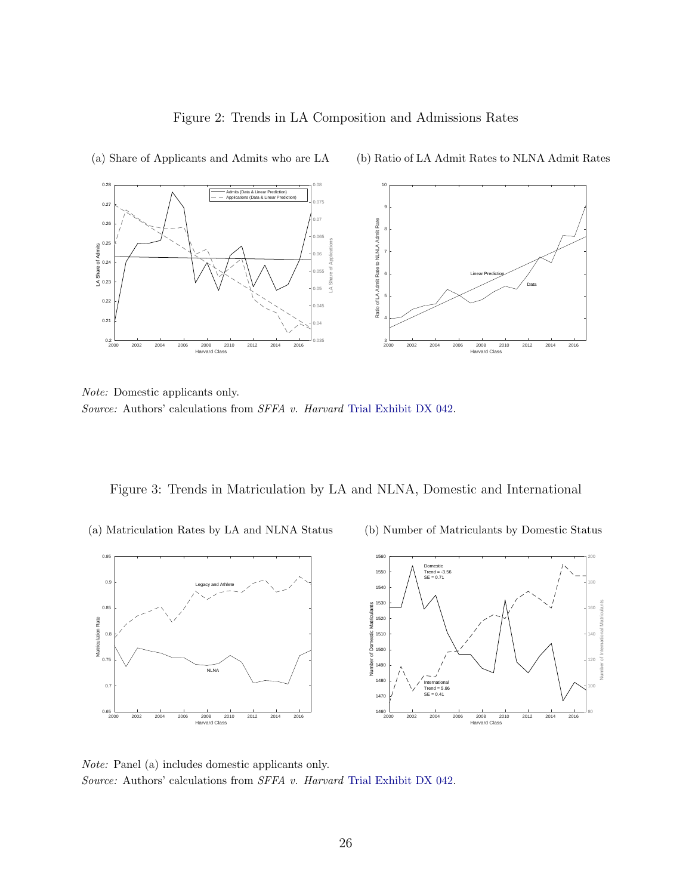Figure 2: Trends in LA Composition and Admissions Rates

(a) Share of Applicants and Admits who are LA

(b) Ratio of LA Admit Rates to NLNA Admit Rates

*Note:* Domestic applicants only.
*Source:* Authors' calculations from *SFFA v. Harvard* Trial Exhibit DX 042.

Figure 3: Trends in Matriculation by LA and NLNA, Domestic and International

(a) Matriculation Rates by LA and NLNA Status

(b) Number of Matriculants by Domestic Status

*Note:* Panel (a) includes domestic applicants only.
*Source:* Authors' calculations from *SFFA v. Harvard* Trial Exhibit DX 042.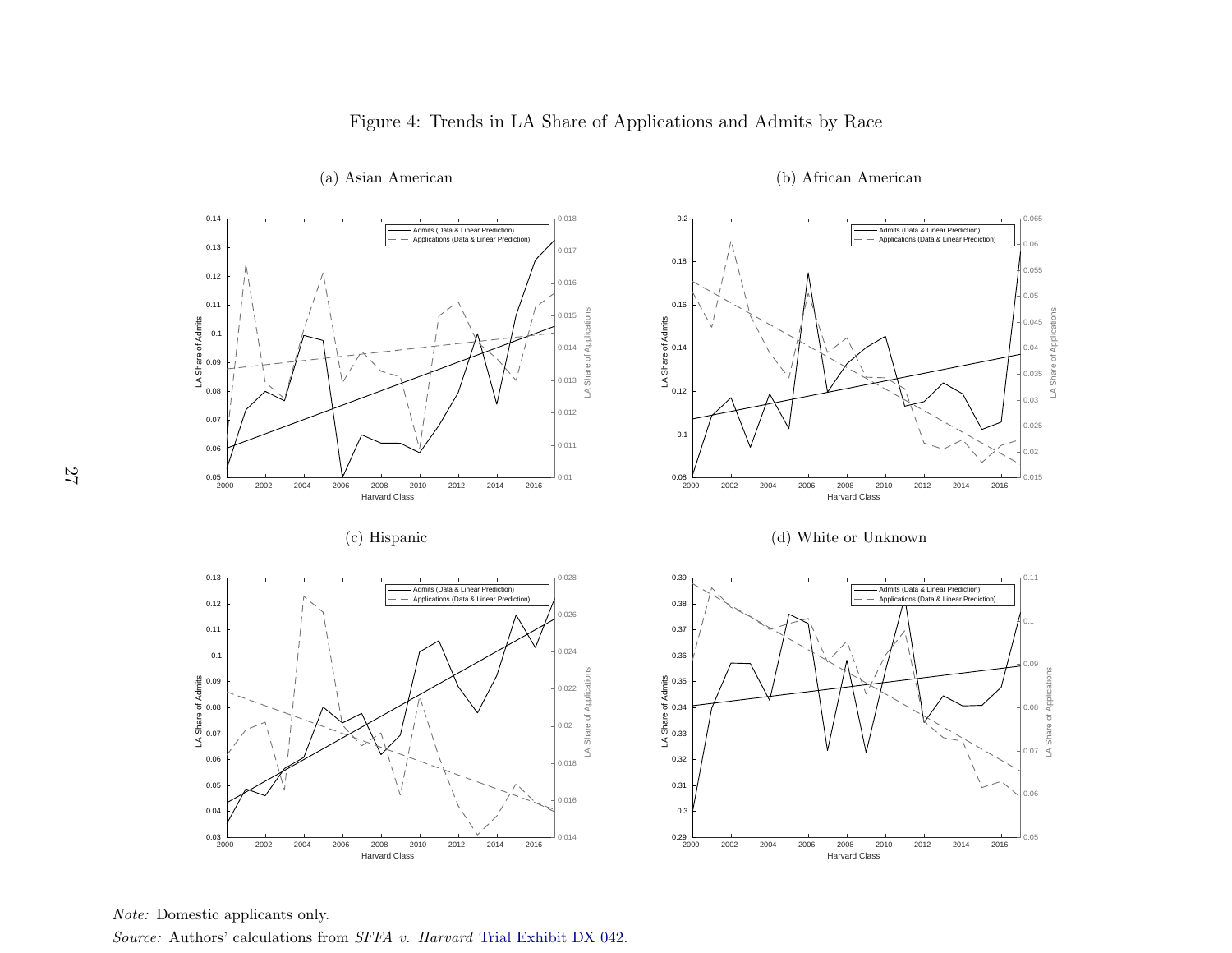Figure 4: Trends in LA Share of Applications and Admits by Race

(a) Asian American

(b) African American

(c) Hispanic

(d) White or Unknown

*Note:* Domestic applicants only.

*Source:* Authors' calculations from *SFFA v. Harvard* Trial Exhibit DX 042.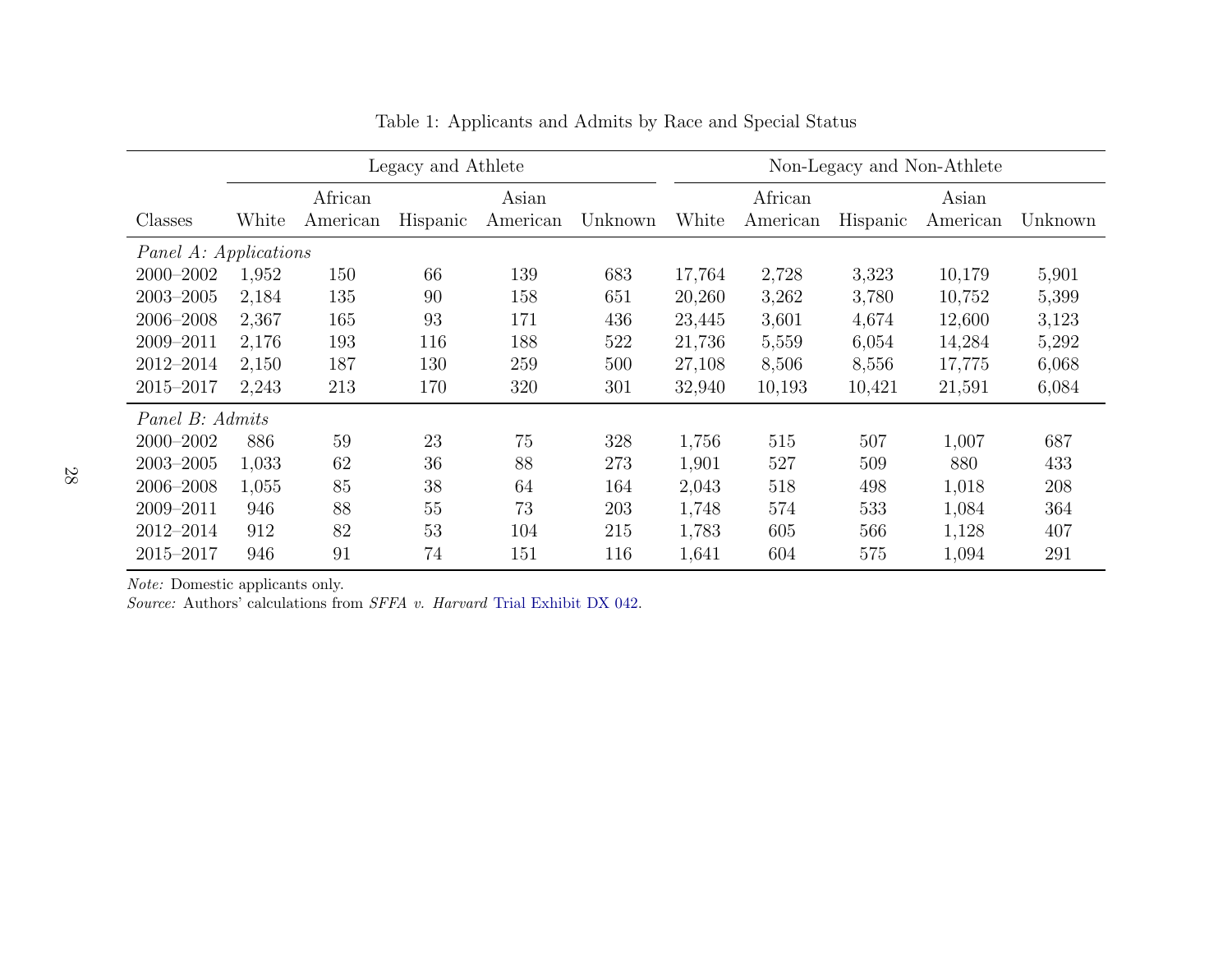Table 1: Applicants and Admits by Race and Special Status

| | Legacy and Athlete | | | | | Non-Legacy and Non-Athlete | | | | |
|---|---|---|---|---|---|---|---|---|---|---|
| Classes | White | African American | Hispanic | Asian American | Unknown | White | African American | Hispanic | Asian American | Unknown |
| *Panel A: Applications* | | | | | | | | | | |
| 2000–2002 | 1,952 | 150 | 66 | 139 | 683 | 17,764 | 2,728 | 3,323 | 10,179 | 5,901 |
| 2003–2005 | 2,184 | 135 | 90 | 158 | 651 | 20,260 | 3,262 | 3,780 | 10,752 | 5,399 |
| 2006–2008 | 2,367 | 165 | 93 | 171 | 436 | 23,445 | 3,601 | 4,674 | 12,600 | 3,123 |
| 2009–2011 | 2,176 | 193 | 116 | 188 | 522 | 21,736 | 5,559 | 6,054 | 14,284 | 5,292 |
| 2012–2014 | 2,150 | 187 | 130 | 259 | 500 | 27,108 | 8,506 | 8,556 | 17,775 | 6,068 |
| 2015–2017 | 2,243 | 213 | 170 | 320 | 301 | 32,940 | 10,193 | 10,421 | 21,591 | 6,084 |
| *Panel B: Admits* | | | | | | | | | | |
| 2000–2002 | 886 | 59 | 23 | 75 | 328 | 1,756 | 515 | 507 | 1,007 | 687 |
| 2003–2005 | 1,033 | 62 | 36 | 88 | 273 | 1,901 | 527 | 509 | 880 | 433 |
| 2006–2008 | 1,055 | 85 | 38 | 64 | 164 | 2,043 | 518 | 498 | 1,018 | 208 |
| 2009–2011 | 946 | 88 | 55 | 73 | 203 | 1,748 | 574 | 533 | 1,084 | 364 |
| 2012–2014 | 912 | 82 | 53 | 104 | 215 | 1,783 | 605 | 566 | 1,128 | 407 |
| 2015–2017 | 946 | 91 | 74 | 151 | 116 | 1,641 | 604 | 575 | 1,094 | 291 |

*Note:* Domestic applicants only.
*Source:* Authors' calculations from *SFFA v. Harvard* Trial Exhibit DX 042.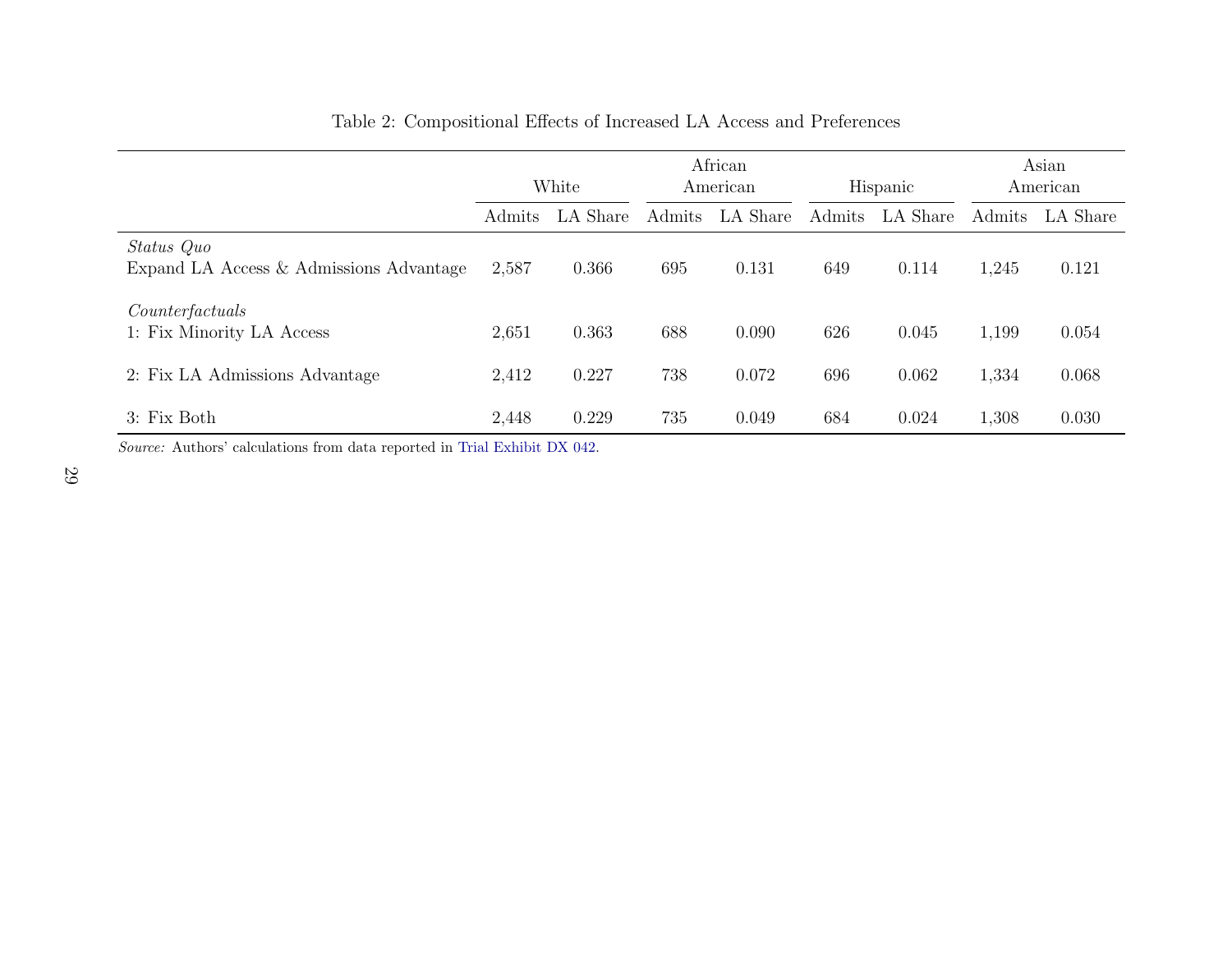Table 2: Compositional Effects of Increased LA Access and Preferences

| | White | | African American | | Hispanic | | Asian American | |
|---|---|---|---|---|---|---|---|---|
| | Admits | LA Share | Admits | LA Share | Admits | LA Share | Admits | LA Share |
| *Status Quo* | | | | | | | | |
| Expand LA Access & Admissions Advantage | 2,587 | 0.366 | 695 | 0.131 | 649 | 0.114 | 1,245 | 0.121 |
| *Counterfactuals* | | | | | | | | |
| 1: Fix Minority LA Access | 2,651 | 0.363 | 688 | 0.090 | 626 | 0.045 | 1,199 | 0.054 |
| 2: Fix LA Admissions Advantage | 2,412 | 0.227 | 738 | 0.072 | 696 | 0.062 | 1,334 | 0.068 |
| 3: Fix Both | 2,448 | 0.229 | 735 | 0.049 | 684 | 0.024 | 1,308 | 0.030 |

*Source:* Authors' calculations from data reported in Trial Exhibit DX 042.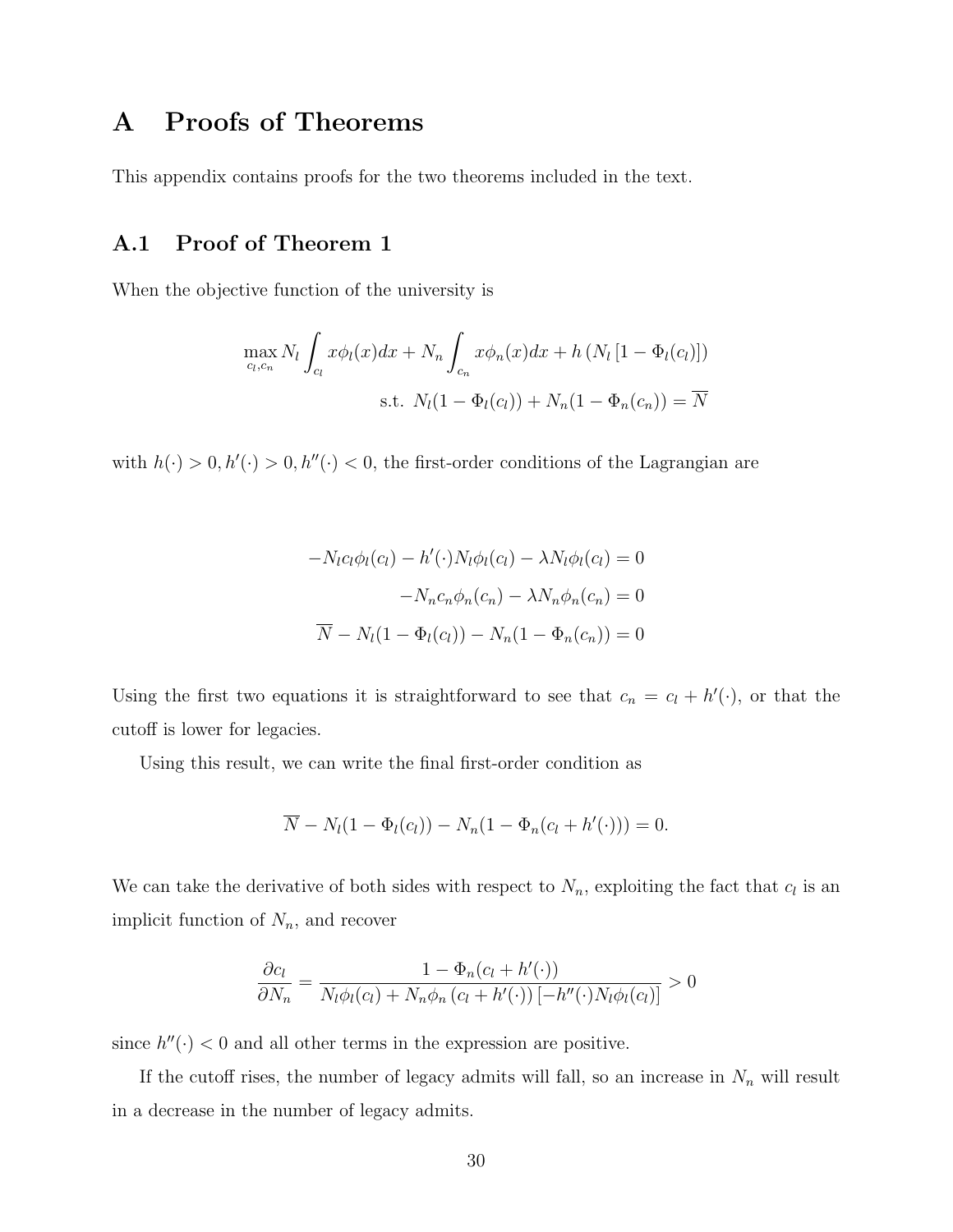# A Proofs of Theorems

This appendix contains proofs for the two theorems included in the text.

## A.1 Proof of Theorem 1

When the objective function of the university is

$$
\max_{c_l, c_n} N_l \int_{c_l} x\phi_l(x)dx + N_n \int_{c_n} x\phi_n(x)dx + h\left(N_l\left[1 - \Phi_l(c_l)\right]\right)
$$

$$
\text{s.t. } N_l(1 - \Phi_l(c_l)) + N_n(1 - \Phi_n(c_n)) = \overline{N}
$$

with $h(\cdot) > 0, h'(\cdot) > 0, h''(\cdot) < 0$, the first-order conditions of the Lagrangian are

$$
-N_l c_l \phi_l(c_l) - h'(\cdot)N_l\phi_l(c_l) - \lambda N_l \phi_l(c_l) = 0
$$

$$
-N_n c_n \phi_n(c_n) - \lambda N_n \phi_n(c_n) = 0
$$

$$
\overline{N} - N_l(1 - \Phi_l(c_l)) - N_n(1 - \Phi_n(c_n)) = 0
$$

Using the first two equations it is straightforward to see that $c_n = c_l + h'(\cdot)$, or that the cutoff is lower for legacies.

Using this result, we can write the final first-order condition as

$$
\overline{N} - N_l(1 - \Phi_l(c_l)) - N_n(1 - \Phi_n(c_l + h'(\cdot))) = 0.
$$

We can take the derivative of both sides with respect to $N_n$, exploiting the fact that $c_l$ is an implicit function of $N_n$, and recover

$$
\frac{\partial c_l}{\partial N_n} = \frac{1 - \Phi_n(c_l + h'(\cdot))}{N_l\phi_l(c_l) + N_n\phi_n\left(c_l + h'(\cdot)\right)\left[-h''(\cdot)N_l\phi_l(c_l)\right]} > 0
$$

since $h''(\cdot) < 0$ and all other terms in the expression are positive.

If the cutoff rises, the number of legacy admits will fall, so an increase in $N_n$ will result in a decrease in the number of legacy admits.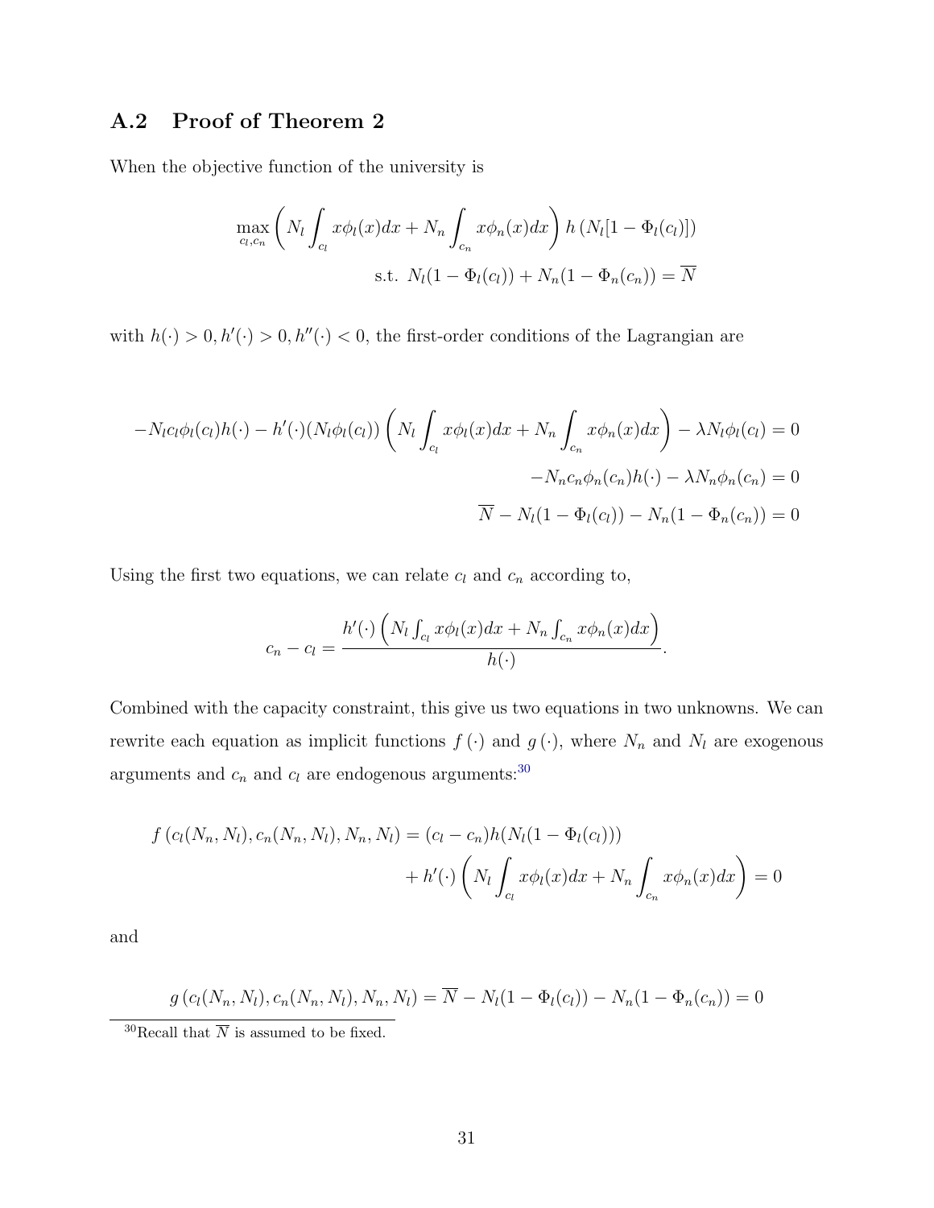## A.2 Proof of Theorem 2

When the objective function of the university is

$$\max_{c_l, c_n} \left( N_l \int_{c_l} x\phi_l(x)dx + N_n \int_{c_n} x\phi_n(x)dx \right) h\left(N_l[1 - \Phi_l(c_l)]\right)$$

$$\text{s.t. } N_l(1 - \Phi_l(c_l)) + N_n(1 - \Phi_n(c_n)) = \overline{N}$$

with $h(\cdot) > 0, h'(\cdot) > 0, h''(\cdot) < 0$, the first-order conditions of the Lagrangian are

$$-N_l c_l \phi_l(c_l)h(\cdot) - h'(\cdot)(N_l\phi_l(c_l)) \left( N_l \int_{c_l} x\phi_l(x)dx + N_n \int_{c_n} x\phi_n(x)dx \right) - \lambda N_l \phi_l(c_l) = 0$$

$$-N_n c_n \phi_n(c_n)h(\cdot) - \lambda N_n \phi_n(c_n) = 0$$

$$\overline{N} - N_l(1 - \Phi_l(c_l)) - N_n(1 - \Phi_n(c_n)) = 0$$

Using the first two equations, we can relate $c_l$ and $c_n$ according to,

$$c_n - c_l = \frac{h'(\cdot)\left( N_l \int_{c_l} x\phi_l(x)dx + N_n \int_{c_n} x\phi_n(x)dx \right)}{h(\cdot)}.$$

Combined with the capacity constraint, this give us two equations in two unknowns. We can rewrite each equation as implicit functions $f(\cdot)$ and $g(\cdot)$, where $N_n$ and $N_l$ are exogenous arguments and $c_n$ and $c_l$ are endogenous arguments:[30]

$$\begin{aligned} f\left(c_l(N_n, N_l), c_n(N_n, N_l), N_n, N_l\right) = {} & (c_l - c_n)h(N_l(1 - \Phi_l(c_l))) \\ & + h'(\cdot)\left( N_l \int_{c_l} x\phi_l(x)dx + N_n \int_{c_n} x\phi_n(x)dx \right) = 0 \end{aligned}$$

and

$$g\left(c_l(N_n, N_l), c_n(N_n, N_l), N_n, N_l\right) = \overline{N} - N_l(1 - \Phi_l(c_l)) - N_n(1 - \Phi_n(c_n)) = 0$$

[30] Recall that $\overline{N}$ is assumed to be fixed.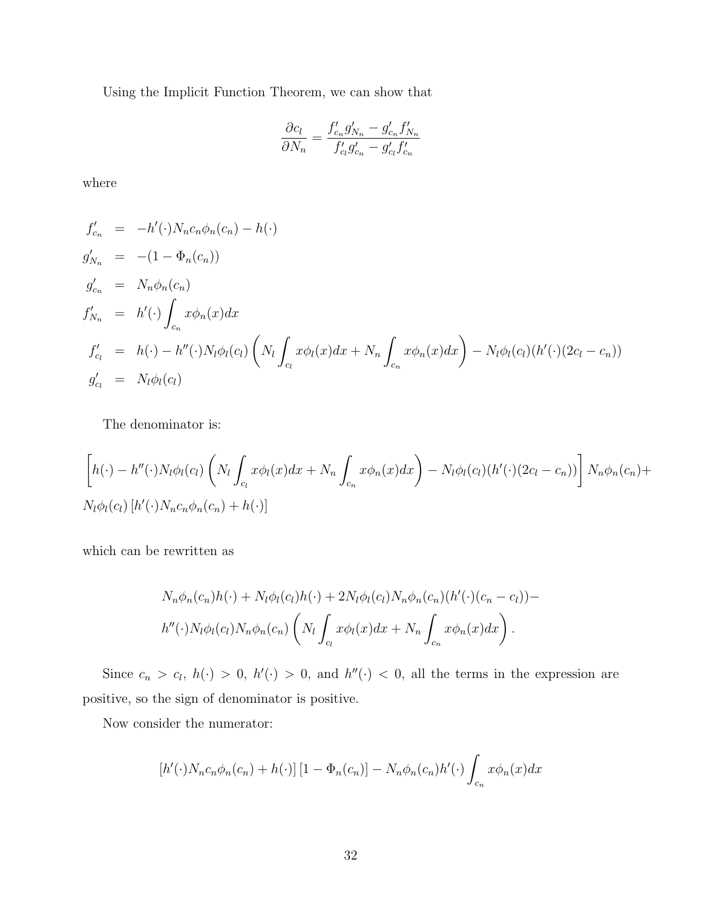Using the Implicit Function Theorem, we can show that

$$\frac{\partial c_l}{\partial N_n} = \frac{f'_{c_n} g'_{N_n} - g'_{c_n} f'_{N_n}}{f'_{c_l} g'_{c_n} - g'_{c_l} f'_{c_n}}$$

where

$$\begin{aligned}
f'_{c_n} &= -h'(\cdot) N_n c_n \phi_n(c_n) - h(\cdot) \\
g'_{N_n} &= -(1 - \Phi_n(c_n)) \\
g'_{c_n} &= N_n \phi_n(c_n) \\
f'_{N_n} &= h'(\cdot) \int_{c_n} x \phi_n(x) dx \\
f'_{c_l} &= h(\cdot) - h''(\cdot) N_l \phi_l(c_l) \left( N_l \int_{c_l} x \phi_l(x) dx + N_n \int_{c_n} x \phi_n(x) dx \right) - N_l \phi_l(c_l)(h'(\cdot)(2c_l - c_n)) \\
g'_{c_l} &= N_l \phi_l(c_l)
\end{aligned}$$

The denominator is:

$$\left[ h(\cdot) - h''(\cdot) N_l \phi_l(c_l) \left( N_l \int_{c_l} x \phi_l(x) dx + N_n \int_{c_n} x \phi_n(x) dx \right) - N_l \phi_l(c_l)(h'(\cdot)(2c_l - c_n)) \right] N_n \phi_n(c_n) +$$
$$N_l \phi_l(c_l) \left[ h'(\cdot) N_n c_n \phi_n(c_n) + h(\cdot) \right]$$

which can be rewritten as

$$\begin{aligned}
& N_n \phi_n(c_n) h(\cdot) + N_l \phi_l(c_l) h(\cdot) + 2 N_l \phi_l(c_l) N_n \phi_n(c_n)(h'(\cdot)(c_n - c_l)) - \\
& h''(\cdot) N_l \phi_l(c_l) N_n \phi_n(c_n) \left( N_l \int_{c_l} x \phi_l(x) dx + N_n \int_{c_n} x \phi_n(x) dx \right).
\end{aligned}$$

Since $c_n > c_l$, $h(\cdot) > 0$, $h'(\cdot) > 0$, and $h''(\cdot) < 0$, all the terms in the expression are positive, so the sign of denominator is positive.

Now consider the numerator:

$$\left[ h'(\cdot) N_n c_n \phi_n(c_n) + h(\cdot) \right] \left[ 1 - \Phi_n(c_n) \right] - N_n \phi_n(c_n) h'(\cdot) \int_{c_n} x \phi_n(x) dx$$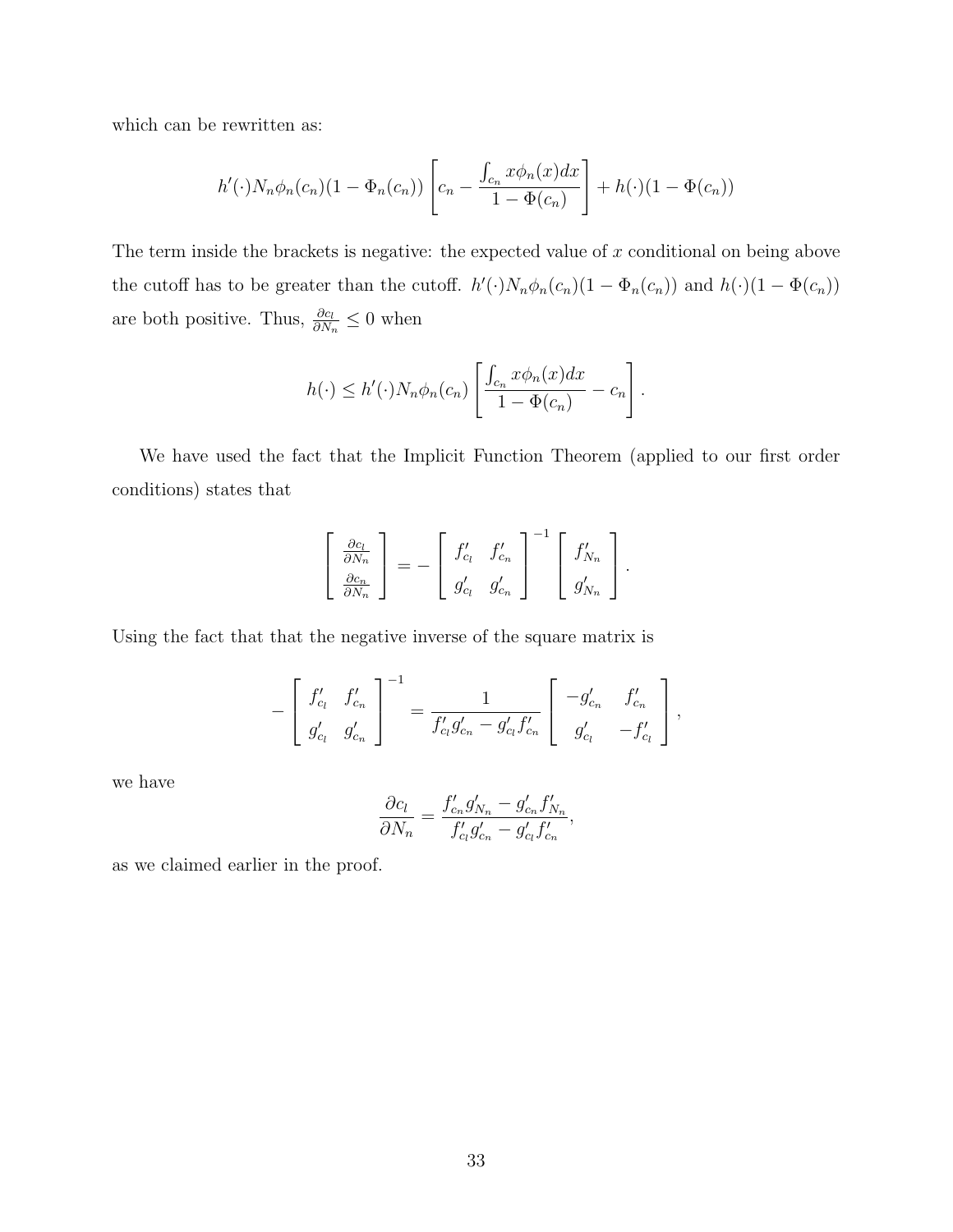which can be rewritten as:

$$h'(\cdot)N_n\phi_n(c_n)(1-\Phi_n(c_n))\left[c_n - \frac{\int_{c_n} x\phi_n(x)dx}{1-\Phi(c_n)}\right] + h(\cdot)(1-\Phi(c_n))$$

The term inside the brackets is negative: the expected value of $x$ conditional on being above the cutoff has to be greater than the cutoff. $h'(\cdot)N_n\phi_n(c_n)(1-\Phi_n(c_n))$ and $h(\cdot)(1-\Phi(c_n))$ are both positive. Thus, $\frac{\partial c_l}{\partial N_n} \leq 0$ when

$$h(\cdot) \leq h'(\cdot)N_n\phi_n(c_n)\left[\frac{\int_{c_n} x\phi_n(x)dx}{1-\Phi(c_n)} - c_n\right].$$

We have used the fact that the Implicit Function Theorem (applied to our first order conditions) states that

$$\begin{bmatrix} \frac{\partial c_l}{\partial N_n} \\ \frac{\partial c_n}{\partial N_n} \end{bmatrix} = -\begin{bmatrix} f'_{c_l} & f'_{c_n} \\ g'_{c_l} & g'_{c_n} \end{bmatrix}^{-1} \begin{bmatrix} f'_{N_n} \\ g'_{N_n} \end{bmatrix}.$$

Using the fact that that the negative inverse of the square matrix is

$$-\begin{bmatrix} f'_{c_l} & f'_{c_n} \\ g'_{c_l} & g'_{c_n} \end{bmatrix}^{-1} = \frac{1}{f'_{c_l}g'_{c_n} - g'_{c_l}f'_{c_n}} \begin{bmatrix} -g'_{c_n} & f'_{c_n} \\ g'_{c_l} & -f'_{c_l} \end{bmatrix},$$

we have

$$\frac{\partial c_l}{\partial N_n} = \frac{f'_{c_n}g'_{N_n} - g'_{c_n}f'_{N_n}}{f'_{c_l}g'_{c_n} - g'_{c_l}f'_{c_n}},$$

as we claimed earlier in the proof.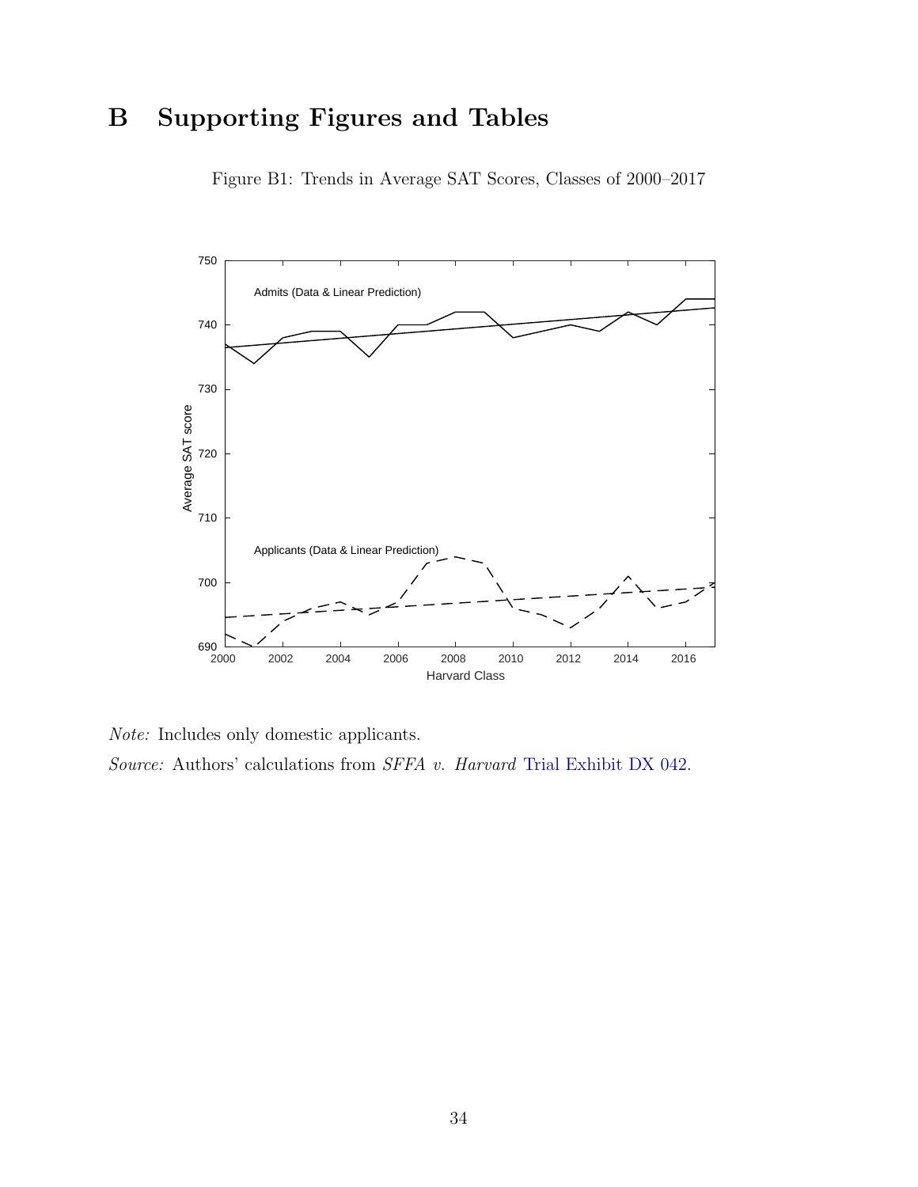# B Supporting Figures and Tables

Figure B1: Trends in Average SAT Scores, Classes of 2000–2017

*Note:* Includes only domestic applicants.

*Source:* Authors' calculations from *SFFA v. Harvard* Trial Exhibit DX 042.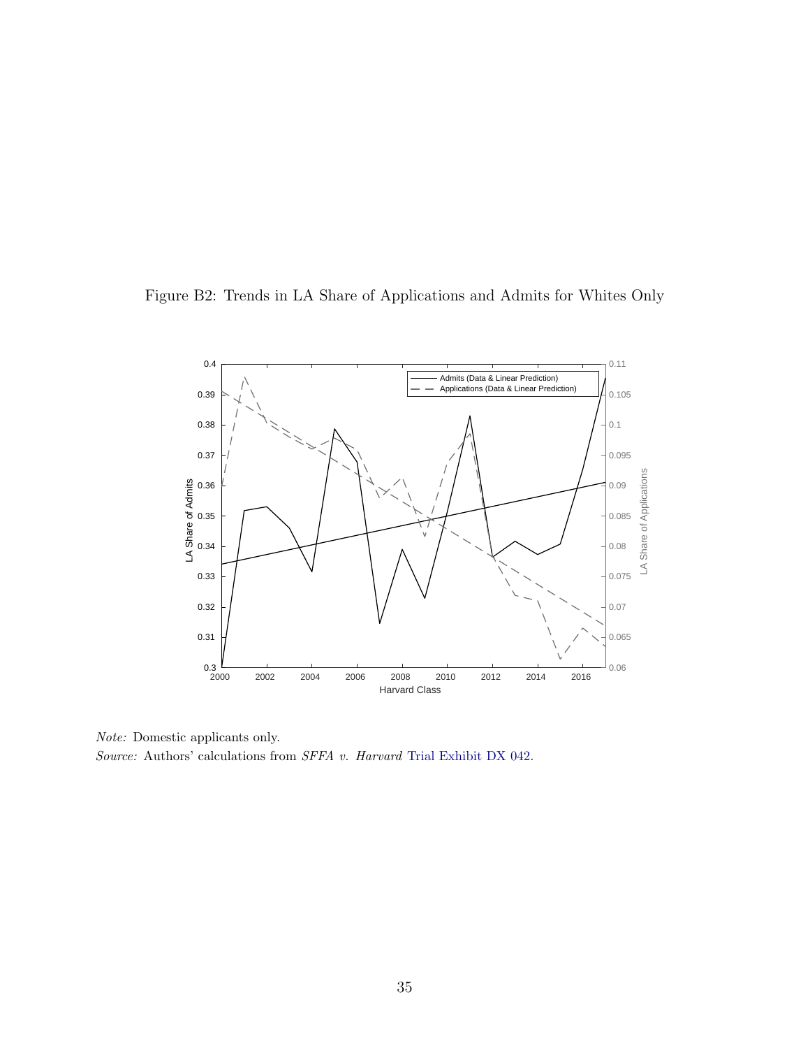Figure B2: Trends in LA Share of Applications and Admits for Whites Only

*Note:* Domestic applicants only.

*Source:* Authors' calculations from *SFFA v. Harvard* Trial Exhibit DX 042.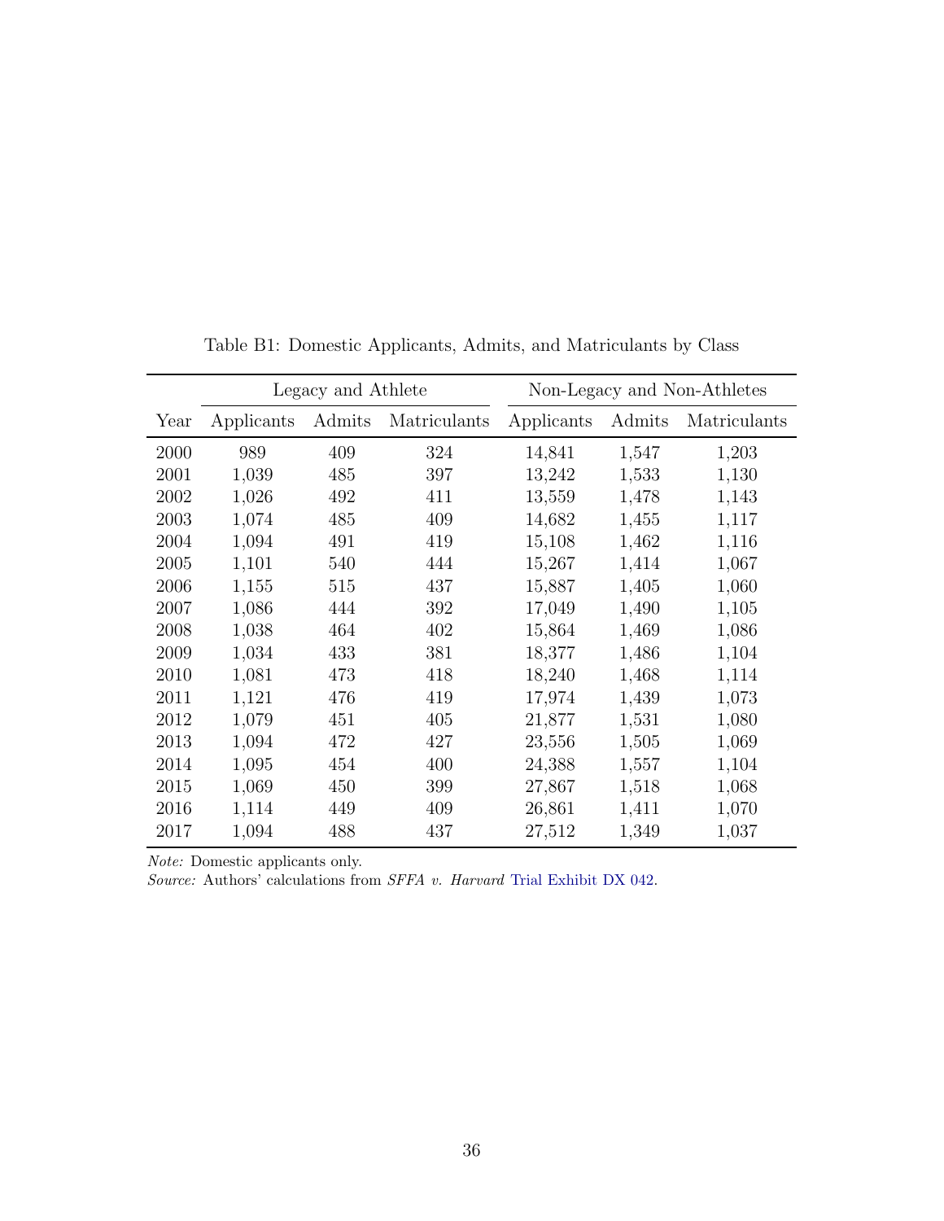Table B1: Domestic Applicants, Admits, and Matriculants by Class

| | Legacy and Athlete | | | Non-Legacy and Non-Athletes | | |
|---|---|---|---|---|---|---|
| Year | Applicants | Admits | Matriculants | Applicants | Admits | Matriculants |
| 2000 | 989 | 409 | 324 | 14,841 | 1,547 | 1,203 |
| 2001 | 1,039 | 485 | 397 | 13,242 | 1,533 | 1,130 |
| 2002 | 1,026 | 492 | 411 | 13,559 | 1,478 | 1,143 |
| 2003 | 1,074 | 485 | 409 | 14,682 | 1,455 | 1,117 |
| 2004 | 1,094 | 491 | 419 | 15,108 | 1,462 | 1,116 |
| 2005 | 1,101 | 540 | 444 | 15,267 | 1,414 | 1,067 |
| 2006 | 1,155 | 515 | 437 | 15,887 | 1,405 | 1,060 |
| 2007 | 1,086 | 444 | 392 | 17,049 | 1,490 | 1,105 |
| 2008 | 1,038 | 464 | 402 | 15,864 | 1,469 | 1,086 |
| 2009 | 1,034 | 433 | 381 | 18,377 | 1,486 | 1,104 |
| 2010 | 1,081 | 473 | 418 | 18,240 | 1,468 | 1,114 |
| 2011 | 1,121 | 476 | 419 | 17,974 | 1,439 | 1,073 |
| 2012 | 1,079 | 451 | 405 | 21,877 | 1,531 | 1,080 |
| 2013 | 1,094 | 472 | 427 | 23,556 | 1,505 | 1,069 |
| 2014 | 1,095 | 454 | 400 | 24,388 | 1,557 | 1,104 |
| 2015 | 1,069 | 450 | 399 | 27,867 | 1,518 | 1,068 |
| 2016 | 1,114 | 449 | 409 | 26,861 | 1,411 | 1,070 |
| 2017 | 1,094 | 488 | 437 | 27,512 | 1,349 | 1,037 |

*Note:* Domestic applicants only.
*Source:* Authors' calculations from *SFFA v. Harvard* Trial Exhibit DX 042.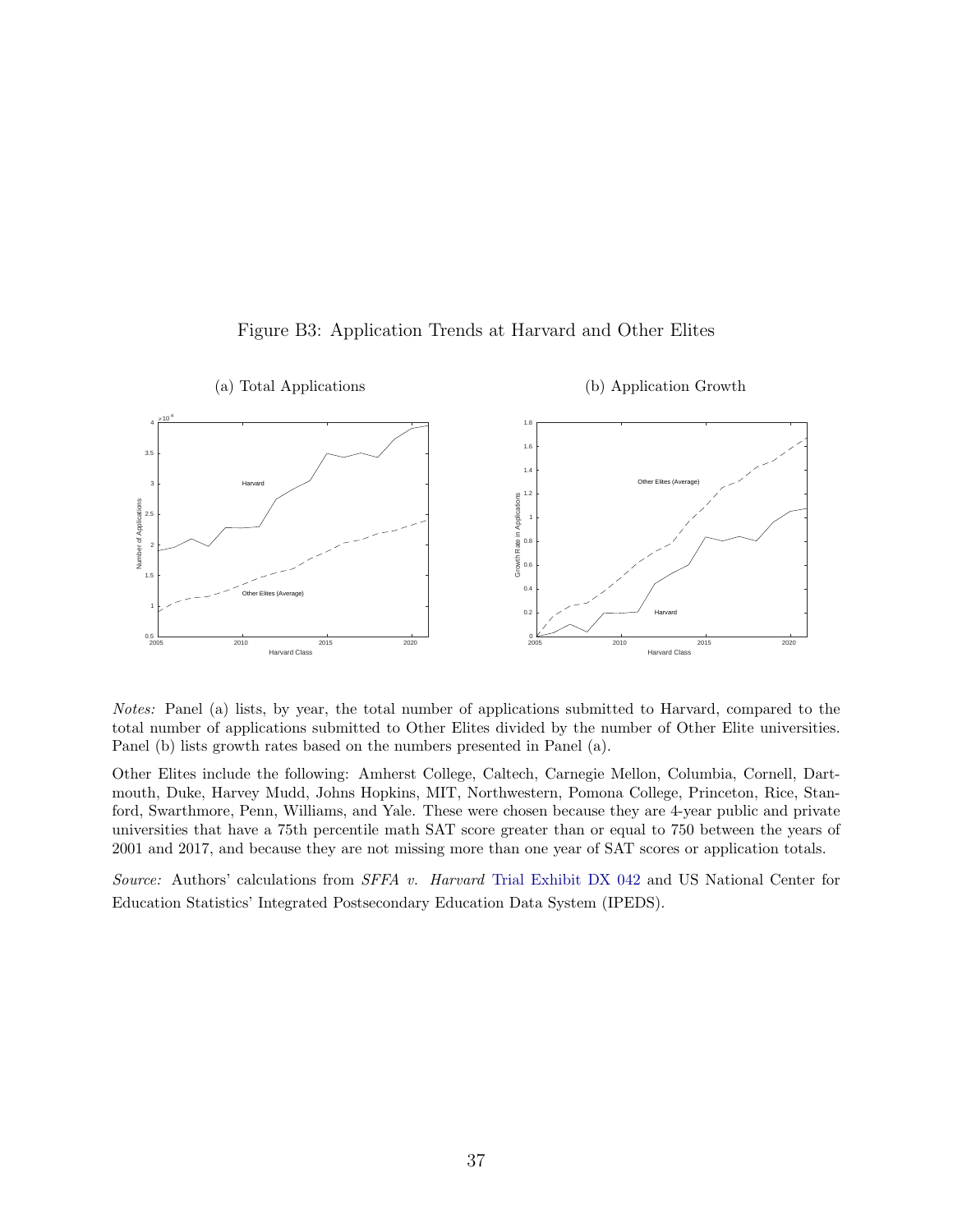Figure B3: Application Trends at Harvard and Other Elites

(a) Total Applications

(b) Application Growth

*Notes:* Panel (a) lists, by year, the total number of applications submitted to Harvard, compared to the total number of applications submitted to Other Elites divided by the number of Other Elite universities. Panel (b) lists growth rates based on the numbers presented in Panel (a).

Other Elites include the following: Amherst College, Caltech, Carnegie Mellon, Columbia, Cornell, Dartmouth, Duke, Harvey Mudd, Johns Hopkins, MIT, Northwestern, Pomona College, Princeton, Rice, Stanford, Swarthmore, Penn, Williams, and Yale. These were chosen because they are 4-year public and private universities that have a 75th percentile math SAT score greater than or equal to 750 between the years of 2001 and 2017, and because they are not missing more than one year of SAT scores or application totals.

*Source:* Authors' calculations from *SFFA v. Harvard* Trial Exhibit DX 042 and US National Center for Education Statistics' Integrated Postsecondary Education Data System (IPEDS).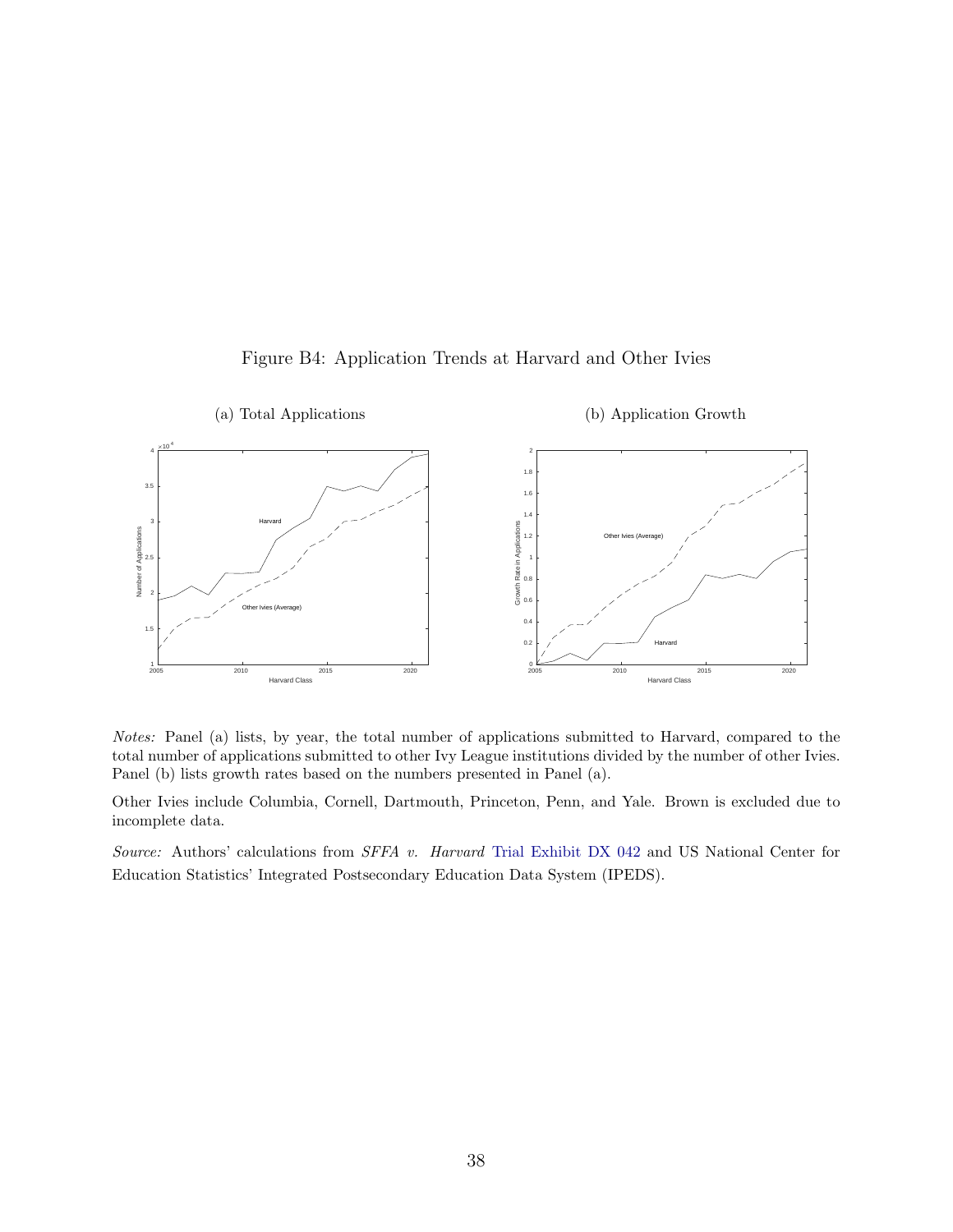Figure B4: Application Trends at Harvard and Other Ivies

(a) Total Applications

×10^4
4
3.5
3
2.5
2
1.5
1
Number of Applications
Harvard
Other Ivies (Average)
2005
2010
2015
2020
Harvard Class

(b) Application Growth

2
1.8
1.6
1.4
1.2
1
0.8
0.6
0.4
0.2
0
Growth Rate in Applications
Other Ivies (Average)
Harvard
2005
2010
2015
2020
Harvard Class

*Notes:* Panel (a) lists, by year, the total number of applications submitted to Harvard, compared to the total number of applications submitted to other Ivy League institutions divided by the number of other Ivies. Panel (b) lists growth rates based on the numbers presented in Panel (a).

Other Ivies include Columbia, Cornell, Dartmouth, Princeton, Penn, and Yale. Brown is excluded due to incomplete data.

*Source:* Authors' calculations from *SFFA v. Harvard* Trial Exhibit DX 042 and US National Center for Education Statistics' Integrated Postsecondary Education Data System (IPEDS).